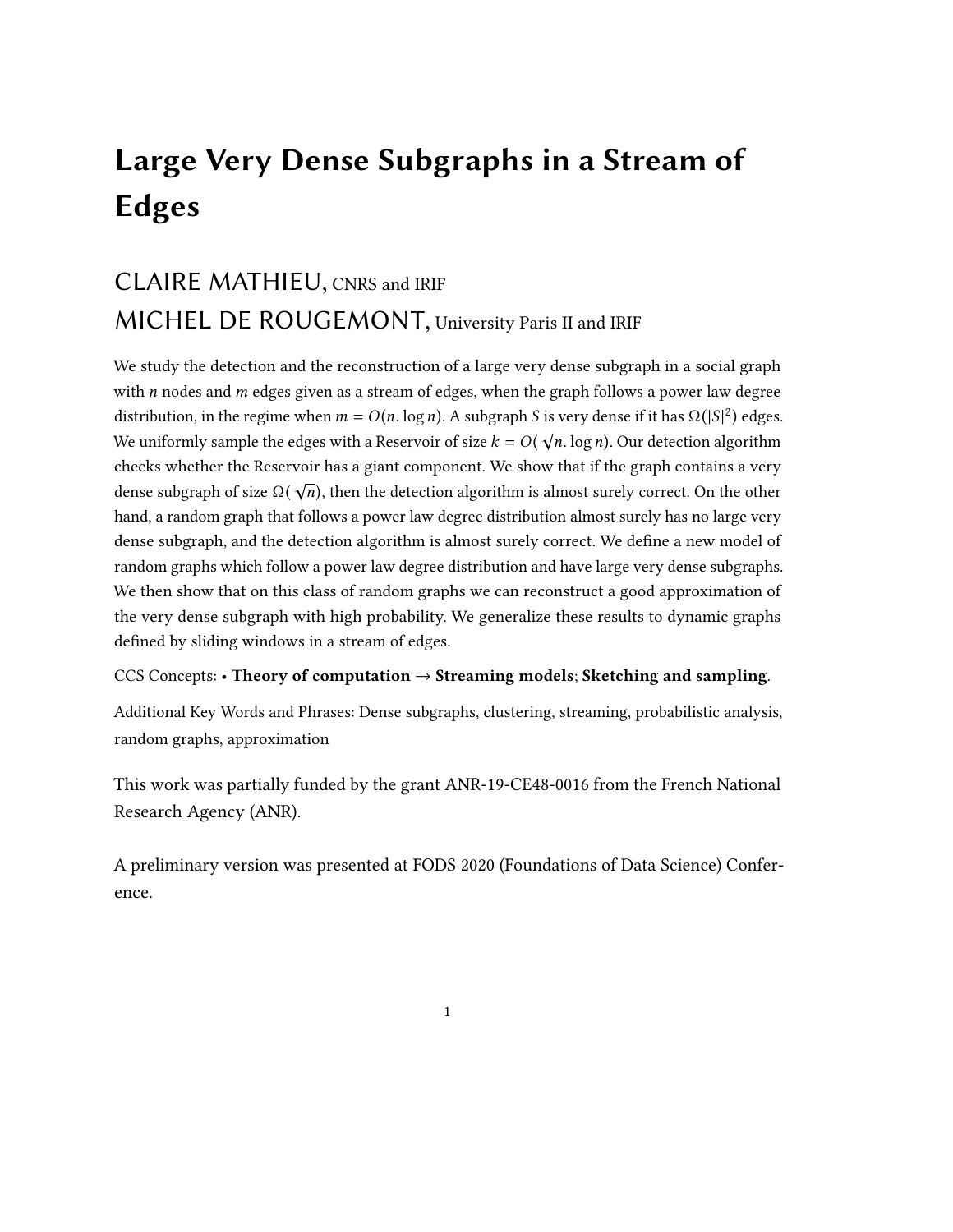# Large Very Dense Subgraphs in a Stream of Edges

CLAIRE MATHIEU, CNRS and IRIF

MICHEL DE ROUGEMONT, University Paris II and IRIF

We study the detection and the reconstruction of a large very dense subgraph in a social graph with $n$ nodes and $m$ edges given as a stream of edges, when the graph follows a power law degree distribution, in the regime when $m = O(n. \log n)$. A subgraph $S$ is very dense if it has $\Omega(|S|^2)$ edges. We uniformly sample the edges with a Reservoir of size $k = O(\sqrt{n}. \log n)$. Our detection algorithm checks whether the Reservoir has a giant component. We show that if the graph contains a very dense subgraph of size $\Omega(\sqrt{n})$, then the detection algorithm is almost surely correct. On the other hand, a random graph that follows a power law degree distribution almost surely has no large very dense subgraph, and the detection algorithm is almost surely correct. We define a new model of random graphs which follow a power law degree distribution and have large very dense subgraphs. We then show that on this class of random graphs we can reconstruct a good approximation of the very dense subgraph with high probability. We generalize these results to dynamic graphs defined by sliding windows in a stream of edges.

CCS Concepts: • **Theory of computation** → **Streaming models**; **Sketching and sampling**.

Additional Key Words and Phrases: Dense subgraphs, clustering, streaming, probabilistic analysis, random graphs, approximation

This work was partially funded by the grant ANR-19-CE48-0016 from the French National Research Agency (ANR).

A preliminary version was presented at FODS 2020 (Foundations of Data Science) Conference.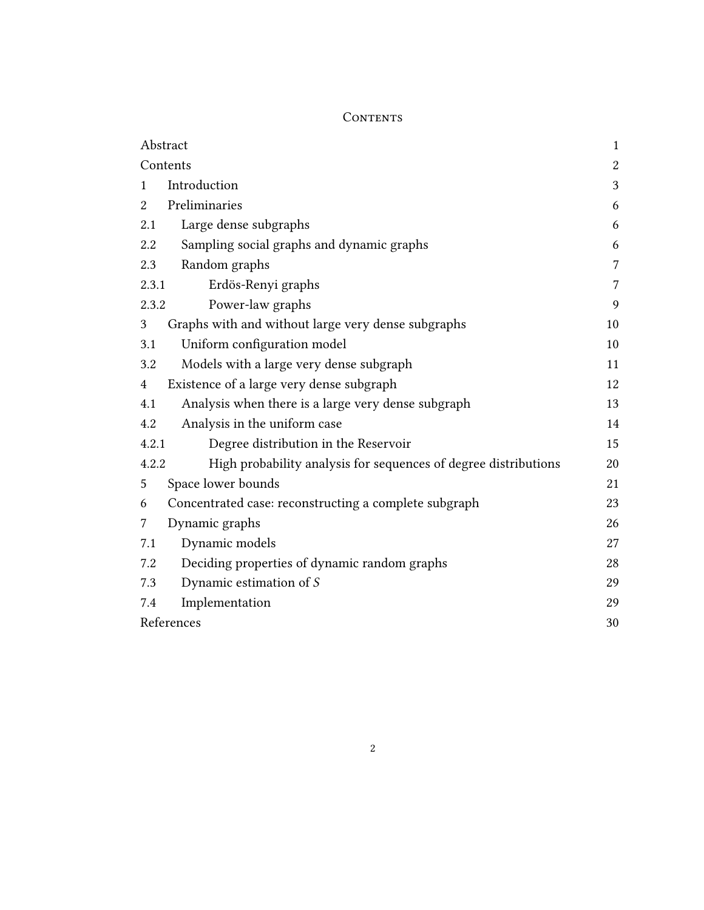# Contents

| | | |
|---|---|---|
| Abstract | | 1 |
| Contents | | 2 |
| 1 | Introduction | 3 |
| 2 | Preliminaries | 6 |
| 2.1 | Large dense subgraphs | 6 |
| 2.2 | Sampling social graphs and dynamic graphs | 6 |
| 2.3 | Random graphs | 7 |
| 2.3.1 | Erdös-Renyi graphs | 7 |
| 2.3.2 | Power-law graphs | 9 |
| 3 | Graphs with and without large very dense subgraphs | 10 |
| 3.1 | Uniform configuration model | 10 |
| 3.2 | Models with a large very dense subgraph | 11 |
| 4 | Existence of a large very dense subgraph | 12 |
| 4.1 | Analysis when there is a large very dense subgraph | 13 |
| 4.2 | Analysis in the uniform case | 14 |
| 4.2.1 | Degree distribution in the Reservoir | 15 |
| 4.2.2 | High probability analysis for sequences of degree distributions | 20 |
| 5 | Space lower bounds | 21 |
| 6 | Concentrated case: reconstructing a complete subgraph | 23 |
| 7 | Dynamic graphs | 26 |
| 7.1 | Dynamic models | 27 |
| 7.2 | Deciding properties of dynamic random graphs | 28 |
| 7.3 | Dynamic estimation of $S$ | 29 |
| 7.4 | Implementation | 29 |
| References | | 30 |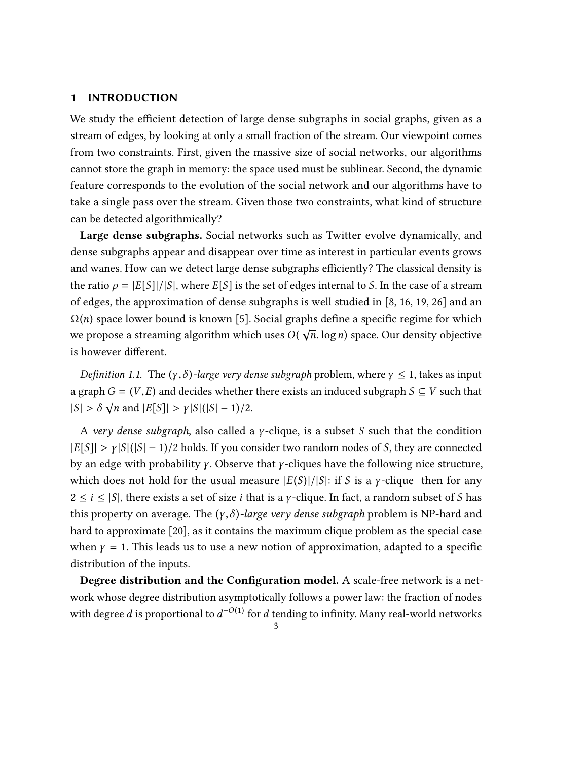# 1 INTRODUCTION

We study the efficient detection of large dense subgraphs in social graphs, given as a stream of edges, by looking at only a small fraction of the stream. Our viewpoint comes from two constraints. First, given the massive size of social networks, our algorithms cannot store the graph in memory: the space used must be sublinear. Second, the dynamic feature corresponds to the evolution of the social network and our algorithms have to take a single pass over the stream. Given those two constraints, what kind of structure can be detected algorithmically?

**Large dense subgraphs.** Social networks such as Twitter evolve dynamically, and dense subgraphs appear and disappear over time as interest in particular events grows and wanes. How can we detect large dense subgraphs efficiently? The classical density is the ratio $\rho = |E[S]|/|S|$, where $E[S]$ is the set of edges internal to $S$. In the case of a stream of edges, the approximation of dense subgraphs is well studied in [8, 16, 19, 26] and an $\Omega(n)$ space lower bound is known [5]. Social graphs define a specific regime for which we propose a streaming algorithm which uses $O(\sqrt{n}.\log n)$ space. Our density objective is however different.

*Definition 1.1.* The $(\gamma, \delta)$-*large very dense subgraph* problem, where $\gamma \leq 1$, takes as input a graph $G = (V, E)$ and decides whether there exists an induced subgraph $S \subseteq V$ such that $|S| > \delta\sqrt{n}$ and $|E[S]| > \gamma|S|(|S| - 1)/2$.

A *very dense subgraph*, also called a $\gamma$-clique, is a subset $S$ such that the condition $|E[S]| > \gamma|S|(|S| - 1)/2$ holds. If you consider two random nodes of $S$, they are connected by an edge with probability $\gamma$. Observe that $\gamma$-cliques have the following nice structure, which does not hold for the usual measure $|E(S)|/|S|$: if $S$ is a $\gamma$-clique then for any $2 \leq i \leq |S|$, there exists a set of size $i$ that is a $\gamma$-clique. In fact, a random subset of $S$ has this property on average. The $(\gamma, \delta)$-*large very dense subgraph* problem is NP-hard and hard to approximate [20], as it contains the maximum clique problem as the special case when $\gamma = 1$. This leads us to use a new notion of approximation, adapted to a specific distribution of the inputs.

**Degree distribution and the Configuration model.** A scale-free network is a network whose degree distribution asymptotically follows a power law: the fraction of nodes with degree $d$ is proportional to $d^{-O(1)}$ for $d$ tending to infinity. Many real-world networks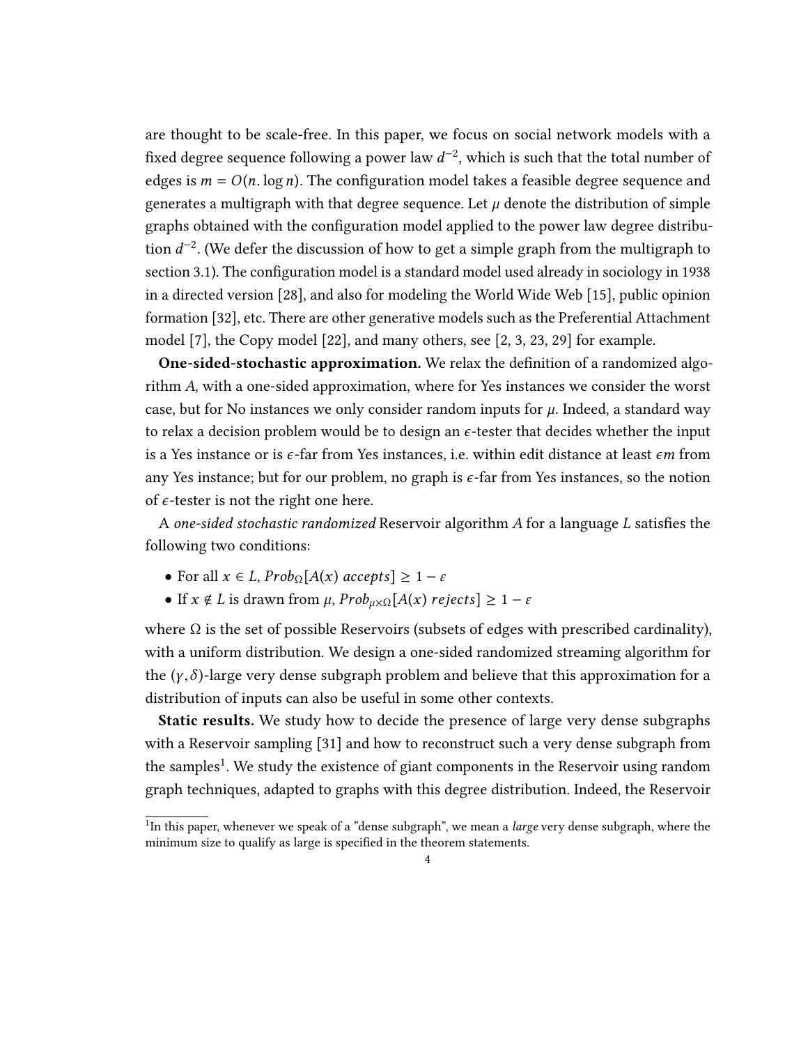are thought to be scale-free. In this paper, we focus on social network models with a fixed degree sequence following a power law $d^{-2}$, which is such that the total number of edges is $m = O(n. \log n)$. The configuration model takes a feasible degree sequence and generates a multigraph with that degree sequence. Let $\mu$ denote the distribution of simple graphs obtained with the configuration model applied to the power law degree distribution $d^{-2}$. (We defer the discussion of how to get a simple graph from the multigraph to section 3.1). The configuration model is a standard model used already in sociology in 1938 in a directed version [28], and also for modeling the World Wide Web [15], public opinion formation [32], etc. There are other generative models such as the Preferential Attachment model [7], the Copy model [22], and many others, see [2, 3, 23, 29] for example.

**One-sided-stochastic approximation.** We relax the definition of a randomized algorithm $A$, with a one-sided approximation, where for Yes instances we consider the worst case, but for No instances we only consider random inputs for $\mu$. Indeed, a standard way to relax a decision problem would be to design an $\epsilon$-tester that decides whether the input is a Yes instance or is $\epsilon$-far from Yes instances, i.e. within edit distance at least $\epsilon m$ from any Yes instance; but for our problem, no graph is $\epsilon$-far from Yes instances, so the notion of $\epsilon$-tester is not the right one here.

A *one-sided stochastic randomized* Reservoir algorithm $A$ for a language $L$ satisfies the following two conditions:

- For all $x \in L$, $Prob_{\Omega}[A(x) \; accepts] \geq 1 - \varepsilon$
- If $x \notin L$ is drawn from $\mu$, $Prob_{\mu \times \Omega}[A(x) \; rejects] \geq 1 - \varepsilon$

where $\Omega$ is the set of possible Reservoirs (subsets of edges with prescribed cardinality), with a uniform distribution. We design a one-sided randomized streaming algorithm for the $(\gamma, \delta)$-large very dense subgraph problem and believe that this approximation for a distribution of inputs can also be useful in some other contexts.

**Static results.** We study how to decide the presence of large very dense subgraphs with a Reservoir sampling [31] and how to reconstruct such a very dense subgraph from the samples[1]. We study the existence of giant components in the Reservoir using random graph techniques, adapted to graphs with this degree distribution. Indeed, the Reservoir

[1] In this paper, whenever we speak of a "dense subgraph", we mean a *large* very dense subgraph, where the minimum size to qualify as large is specified in the theorem statements.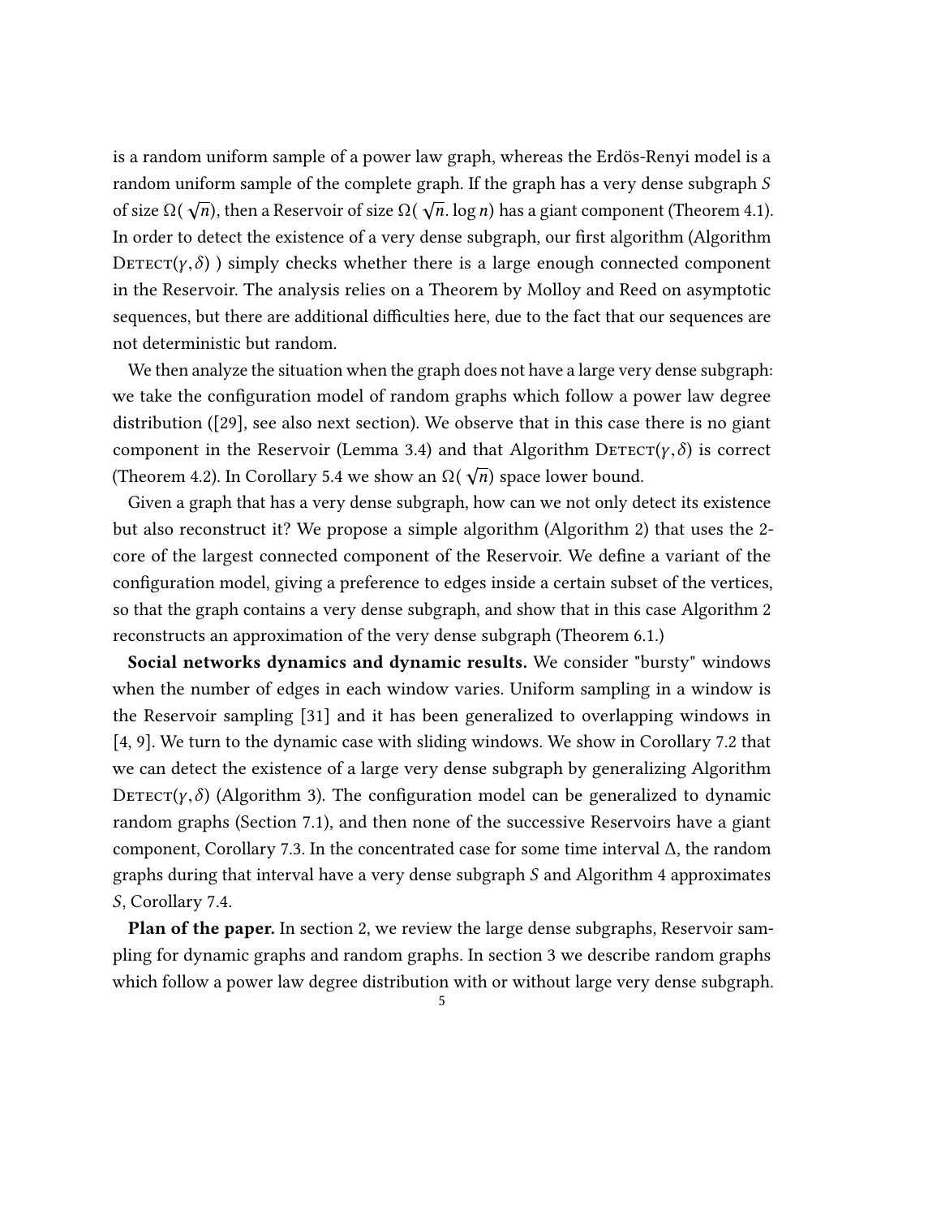is a random uniform sample of a power law graph, whereas the Erdös-Renyi model is a random uniform sample of the complete graph. If the graph has a very dense subgraph $S$ of size $\Omega(\sqrt{n})$, then a Reservoir of size $\Omega(\sqrt{n}.\log n)$ has a giant component (Theorem 4.1). In order to detect the existence of a very dense subgraph, our first algorithm (Algorithm $\textsc{Detect}(\gamma,\delta)$ ) simply checks whether there is a large enough connected component in the Reservoir. The analysis relies on a Theorem by Molloy and Reed on asymptotic sequences, but there are additional difficulties here, due to the fact that our sequences are not deterministic but random.

We then analyze the situation when the graph does not have a large very dense subgraph: we take the configuration model of random graphs which follow a power law degree distribution ([29], see also next section). We observe that in this case there is no giant component in the Reservoir (Lemma 3.4) and that Algorithm $\textsc{Detect}(\gamma,\delta)$ is correct (Theorem 4.2). In Corollary 5.4 we show an $\Omega(\sqrt{n})$ space lower bound.

Given a graph that has a very dense subgraph, how can we not only detect its existence but also reconstruct it? We propose a simple algorithm (Algorithm 2) that uses the 2-core of the largest connected component of the Reservoir. We define a variant of the configuration model, giving a preference to edges inside a certain subset of the vertices, so that the graph contains a very dense subgraph, and show that in this case Algorithm 2 reconstructs an approximation of the very dense subgraph (Theorem 6.1.)

**Social networks dynamics and dynamic results.** We consider "bursty" windows when the number of edges in each window varies. Uniform sampling in a window is the Reservoir sampling [31] and it has been generalized to overlapping windows in [4, 9]. We turn to the dynamic case with sliding windows. We show in Corollary 7.2 that we can detect the existence of a large very dense subgraph by generalizing Algorithm $\textsc{Detect}(\gamma,\delta)$ (Algorithm 3). The configuration model can be generalized to dynamic random graphs (Section 7.1), and then none of the successive Reservoirs have a giant component, Corollary 7.3. In the concentrated case for some time interval $\Delta$, the random graphs during that interval have a very dense subgraph $S$ and Algorithm 4 approximates $S$, Corollary 7.4.

**Plan of the paper.** In section 2, we review the large dense subgraphs, Reservoir sampling for dynamic graphs and random graphs. In section 3 we describe random graphs which follow a power law degree distribution with or without large very dense subgraph.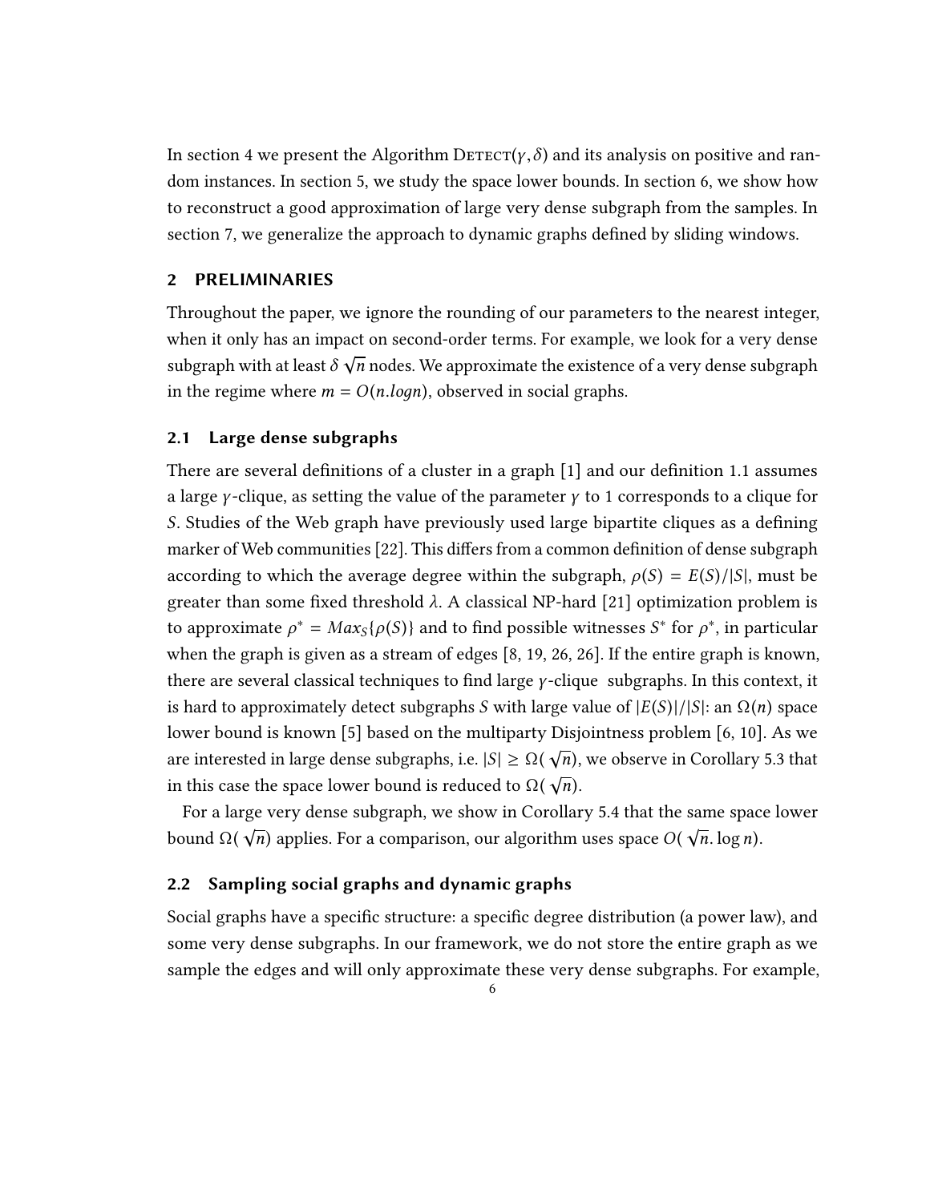In section 4 we present the Algorithm Detect($\gamma, \delta$) and its analysis on positive and random instances. In section 5, we study the space lower bounds. In section 6, we show how to reconstruct a good approximation of large very dense subgraph from the samples. In section 7, we generalize the approach to dynamic graphs defined by sliding windows.

## 2 PRELIMINARIES

Throughout the paper, we ignore the rounding of our parameters to the nearest integer, when it only has an impact on second-order terms. For example, we look for a very dense subgraph with at least $\delta\sqrt{n}$ nodes. We approximate the existence of a very dense subgraph in the regime where $m = O(n.logn)$, observed in social graphs.

### 2.1 Large dense subgraphs

There are several definitions of a cluster in a graph [1] and our definition 1.1 assumes a large $\gamma$-clique, as setting the value of the parameter $\gamma$ to 1 corresponds to a clique for $S$. Studies of the Web graph have previously used large bipartite cliques as a defining marker of Web communities [22]. This differs from a common definition of dense subgraph according to which the average degree within the subgraph, $\rho(S) = E(S)/|S|$, must be greater than some fixed threshold $\lambda$. A classical NP-hard [21] optimization problem is to approximate $\rho^* = Max_S\{\rho(S)\}$ and to find possible witnesses $S^*$ for $\rho^*$, in particular when the graph is given as a stream of edges [8, 19, 26, 26]. If the entire graph is known, there are several classical techniques to find large $\gamma$-clique subgraphs. In this context, it is hard to approximately detect subgraphs $S$ with large value of $|E(S)|/|S|$: an $\Omega(n)$ space lower bound is known [5] based on the multiparty Disjointness problem [6, 10]. As we are interested in large dense subgraphs, i.e. $|S| \geq \Omega(\sqrt{n})$, we observe in Corollary 5.3 that in this case the space lower bound is reduced to $\Omega(\sqrt{n})$.

For a large very dense subgraph, we show in Corollary 5.4 that the same space lower bound $\Omega(\sqrt{n})$ applies. For a comparison, our algorithm uses space $O(\sqrt{n}.\log n)$.

### 2.2 Sampling social graphs and dynamic graphs

Social graphs have a specific structure: a specific degree distribution (a power law), and some very dense subgraphs. In our framework, we do not store the entire graph as we sample the edges and will only approximate these very dense subgraphs. For example,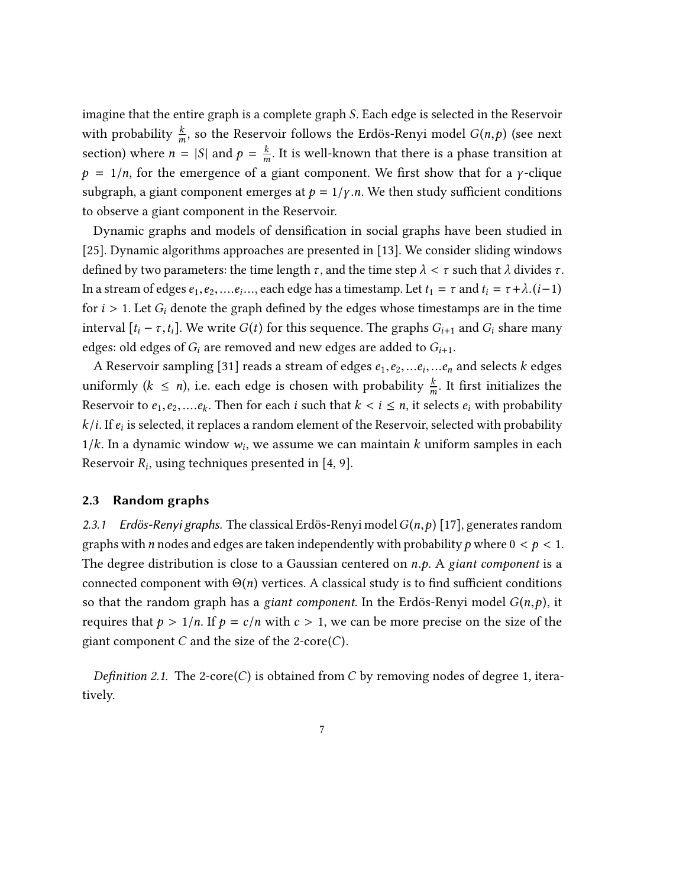imagine that the entire graph is a complete graph $S$. Each edge is selected in the Reservoir with probability $\frac{k}{m}$, so the Reservoir follows the Erdös-Renyi model $G(n,p)$ (see next section) where $n = |S|$ and $p = \frac{k}{m}$. It is well-known that there is a phase transition at $p = 1/n$, for the emergence of a giant component. We first show that for a $\gamma$-clique subgraph, a giant component emerges at $p = 1/\gamma.n$. We then study sufficient conditions to observe a giant component in the Reservoir.

Dynamic graphs and models of densification in social graphs have been studied in [25]. Dynamic algorithms approaches are presented in [13]. We consider sliding windows defined by two parameters: the time length $\tau$, and the time step $\lambda < \tau$ such that $\lambda$ divides $\tau$. In a stream of edges $e_1, e_2, ....e_i...$, each edge has a timestamp. Let $t_1 = \tau$ and $t_i = \tau + \lambda.(i-1)$ for $i > 1$. Let $G_i$ denote the graph defined by the edges whose timestamps are in the time interval $[t_i - \tau, t_i]$. We write $G(t)$ for this sequence. The graphs $G_{i+1}$ and $G_i$ share many edges: old edges of $G_i$ are removed and new edges are added to $G_{i+1}$.

A Reservoir sampling [31] reads a stream of edges $e_1, e_2, ...e_i, ...e_n$ and selects $k$ edges uniformly ($k \leq n$), i.e. each edge is chosen with probability $\frac{k}{m}$. It first initializes the Reservoir to $e_1, e_2, ....e_k$. Then for each $i$ such that $k < i \leq n$, it selects $e_i$ with probability $k/i$. If $e_i$ is selected, it replaces a random element of the Reservoir, selected with probability $1/k$. In a dynamic window $w_i$, we assume we can maintain $k$ uniform samples in each Reservoir $R_i$, using techniques presented in [4, 9].

### 2.3 Random graphs

*2.3.1 Erdös-Renyi graphs.* The classical Erdös-Renyi model $G(n,p)$ [17], generates random graphs with $n$ nodes and edges are taken independently with probability $p$ where $0 < p < 1$. The degree distribution is close to a Gaussian centered on $n.p$. A *giant component* is a connected component with $\Theta(n)$ vertices. A classical study is to find sufficient conditions so that the random graph has a *giant component*. In the Erdös-Renyi model $G(n,p)$, it requires that $p > 1/n$. If $p = c/n$ with $c > 1$, we can be more precise on the size of the giant component $C$ and the size of the 2-core($C$).

*Definition 2.1.* The 2-core($C$) is obtained from $C$ by removing nodes of degree 1, iteratively.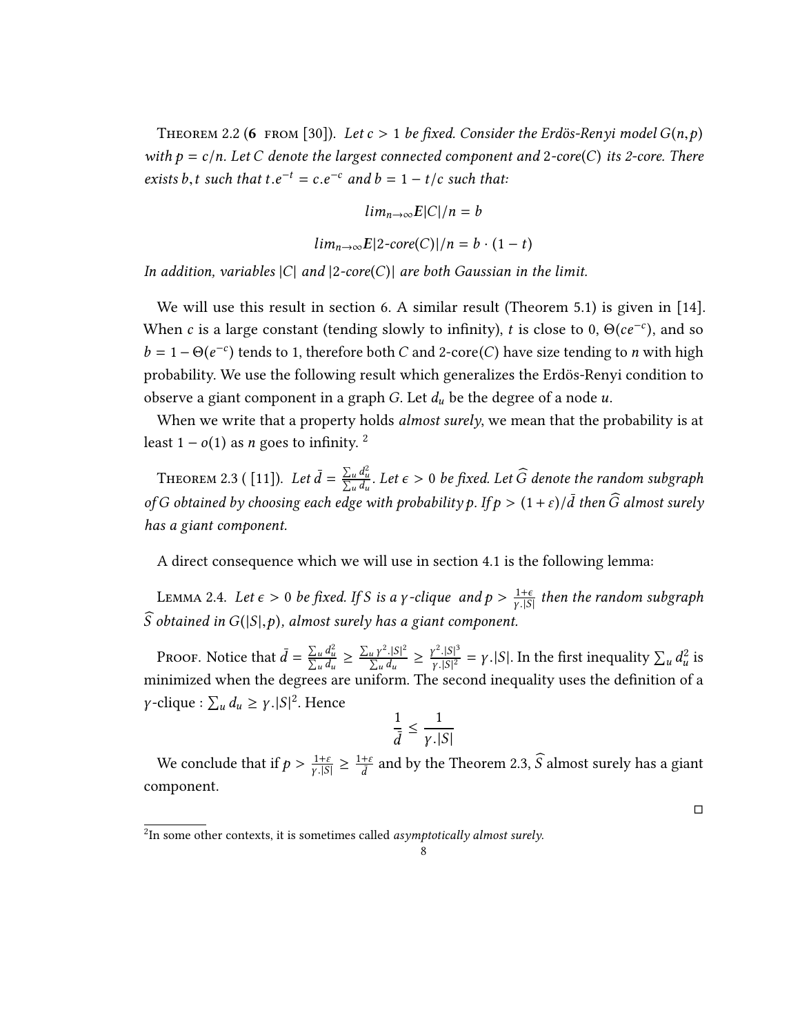**Theorem 2.2** (**6** from [30]). *Let $c > 1$ be fixed. Consider the Erdös-Renyi model $G(n,p)$ with $p = c/n$. Let $C$ denote the largest connected component and 2-core$(C)$ its 2-core. There exists $b, t$ such that $t.e^{-t} = c.e^{-c}$ and $b = 1 - t/c$ such that:*

$$lim_{n\to\infty} \mathbf{E}|C|/n = b$$

$$lim_{n\to\infty} \mathbf{E}|2\text{-}core(C)|/n = b \cdot (1-t)$$

*In addition, variables $|C|$ and $|2\text{-}core(C)|$ are both Gaussian in the limit.*

We will use this result in section 6. A similar result (Theorem 5.1) is given in [14]. When $c$ is a large constant (tending slowly to infinity), $t$ is close to 0, $\Theta(ce^{-c})$, and so $b = 1 - \Theta(e^{-c})$ tends to 1, therefore both $C$ and 2-core$(C)$ have size tending to $n$ with high probability. We use the following result which generalizes the Erdös-Renyi condition to observe a giant component in a graph $G$. Let $d_u$ be the degree of a node $u$.

When we write that a property holds *almost surely*, we mean that the probability is at least $1 - o(1)$ as $n$ goes to infinity. [2]

**Theorem 2.3** ( [11]). *Let $\bar{d} = \frac{\sum_u d_u^2}{\sum_u d_u}$. Let $\epsilon > 0$ be fixed. Let $\widehat{G}$ denote the random subgraph of $G$ obtained by choosing each edge with probability $p$. If $p > (1+\varepsilon)/\bar{d}$ then $\widehat{G}$ almost surely has a giant component.*

A direct consequence which we will use in section 4.1 is the following lemma:

**Lemma 2.4.** *Let $\epsilon > 0$ be fixed. If $S$ is a $\gamma$-clique and $p > \frac{1+\epsilon}{\gamma.|S|}$ then the random subgraph $\widehat{S}$ obtained in $G(|S|, p)$, almost surely has a giant component.*

Proof. Notice that $\bar{d} = \frac{\sum_u d_u^2}{\sum_u d_u} \geq \frac{\sum_u \gamma^2.|S|^2}{\sum_u d_u} \geq \frac{\gamma^2.|S|^3}{\gamma.|S|^2} = \gamma.|S|$. In the first inequality $\sum_u d_u^2$ is minimized when the degrees are uniform. The second inequality uses the definition of a $\gamma$-clique : $\sum_u d_u \geq \gamma.|S|^2$. Hence

$$\frac{1}{\bar{d}} \leq \frac{1}{\gamma.|S|}$$

We conclude that if $p > \frac{1+\varepsilon}{\gamma.|S|} \geq \frac{1+\varepsilon}{\bar{d}}$ and by the Theorem 2.3, $\widehat{S}$ almost surely has a giant component.

□

[2] In some other contexts, it is sometimes called *asymptotically almost surely*.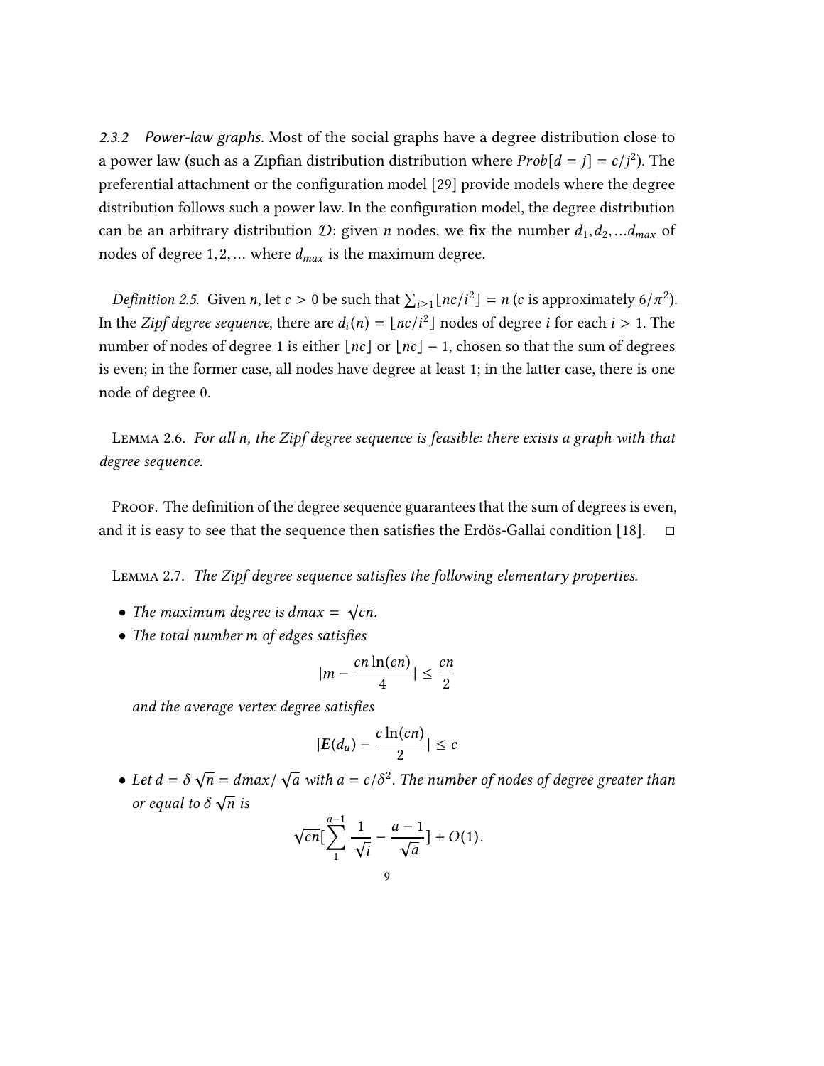*2.3.2 Power-law graphs.* Most of the social graphs have a degree distribution close to a power law (such as a Zipfian distribution distribution where $Prob[d = j] = c/j^2$). The preferential attachment or the configuration model [29] provide models where the degree distribution follows such a power law. In the configuration model, the degree distribution can be an arbitrary distribution $\mathcal{D}$: given $n$ nodes, we fix the number $d_1, d_2, \ldots d_{max}$ of nodes of degree $1, 2, \ldots$ where $d_{max}$ is the maximum degree.

*Definition 2.5.* Given $n$, let $c > 0$ be such that $\sum_{i \geq 1} \lfloor nc/i^2 \rfloor = n$ ($c$ is approximately $6/\pi^2$). In the *Zipf degree sequence*, there are $d_i(n) = \lfloor nc/i^2 \rfloor$ nodes of degree $i$ for each $i > 1$. The number of nodes of degree 1 is either $\lfloor nc \rfloor$ or $\lfloor nc \rfloor - 1$, chosen so that the sum of degrees is even; in the former case, all nodes have degree at least 1; in the latter case, there is one node of degree 0.

Lemma 2.6. *For all $n$, the Zipf degree sequence is feasible: there exists a graph with that degree sequence.*

Proof. The definition of the degree sequence guarantees that the sum of degrees is even, and it is easy to see that the sequence then satisfies the Erdös-Gallai condition [18]. □

Lemma 2.7. *The Zipf degree sequence satisfies the following elementary properties.*

- *The maximum degree is $dmax = \sqrt{cn}$.*
- *The total number $m$ of edges satisfies*

$$|m - \frac{cn\ln(cn)}{4}| \leq \frac{cn}{2}$$

*and the average vertex degree satisfies*

$$|\boldsymbol{E}(d_u) - \frac{c\ln(cn)}{2}| \leq c$$

- *Let $d = \delta\sqrt{n} = dmax/\sqrt{a}$ with $a = c/\delta^2$. The number of nodes of degree greater than or equal to $\delta\sqrt{n}$ is*

$$\sqrt{cn}[\sum_{1}^{a-1} \frac{1}{\sqrt{i}} - \frac{a-1}{\sqrt{a}}] + O(1).$$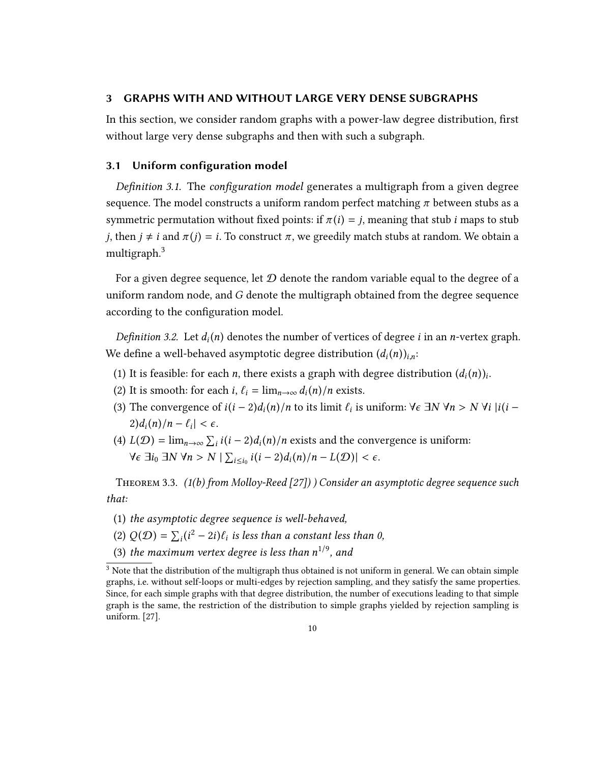## 3 GRAPHS WITH AND WITHOUT LARGE VERY DENSE SUBGRAPHS

In this section, we consider random graphs with a power-law degree distribution, first without large very dense subgraphs and then with such a subgraph.

### 3.1 Uniform configuration model

*Definition 3.1.* The *configuration model* generates a multigraph from a given degree sequence. The model constructs a uniform random perfect matching $\pi$ between stubs as a symmetric permutation without fixed points: if $\pi(i) = j$, meaning that stub $i$ maps to stub $j$, then $j \neq i$ and $\pi(j) = i$. To construct $\pi$, we greedily match stubs at random. We obtain a multigraph.[3]

For a given degree sequence, let $\mathcal{D}$ denote the random variable equal to the degree of a uniform random node, and $G$ denote the multigraph obtained from the degree sequence according to the configuration model.

*Definition 3.2.* Let $d_i(n)$ denotes the number of vertices of degree $i$ in an $n$-vertex graph. We define a well-behaved asymptotic degree distribution $(d_i(n))_{i,n}$:

(1) It is feasible: for each $n$, there exists a graph with degree distribution $(d_i(n))_i$.
(2) It is smooth: for each $i$, $\ell_i = \lim_{n\to\infty} d_i(n)/n$ exists.
(3) The convergence of $i(i-2)d_i(n)/n$ to its limit $\ell_i$ is uniform: $\forall \epsilon\ \exists N\ \forall n > N\ \forall i\ |i(i-2)d_i(n)/n - \ell_i| < \epsilon$.
(4) $L(\mathcal{D}) = \lim_{n\to\infty} \sum_i i(i-2)d_i(n)/n$ exists and the convergence is uniform: $\forall \epsilon\ \exists i_0\ \exists N\ \forall n > N\ |\sum_{i \leq i_0} i(i-2)d_i(n)/n - L(\mathcal{D})| < \epsilon$.

Theorem 3.3. *(1(b) from Molloy-Reed [27]) ) Consider an asymptotic degree sequence such that:*

(1) *the asymptotic degree sequence is well-behaved,*
(2) *$Q(\mathcal{D}) = \sum_i (i^2 - 2i)\ell_i$ is less than a constant less than 0,*
(3) *the maximum vertex degree is less than $n^{1/9}$, and*

[3] Note that the distribution of the multigraph thus obtained is not uniform in general. We can obtain simple graphs, i.e. without self-loops or multi-edges by rejection sampling, and they satisfy the same properties. Since, for each simple graphs with that degree distribution, the number of executions leading to that simple graph is the same, the restriction of the distribution to simple graphs yielded by rejection sampling is uniform. [27].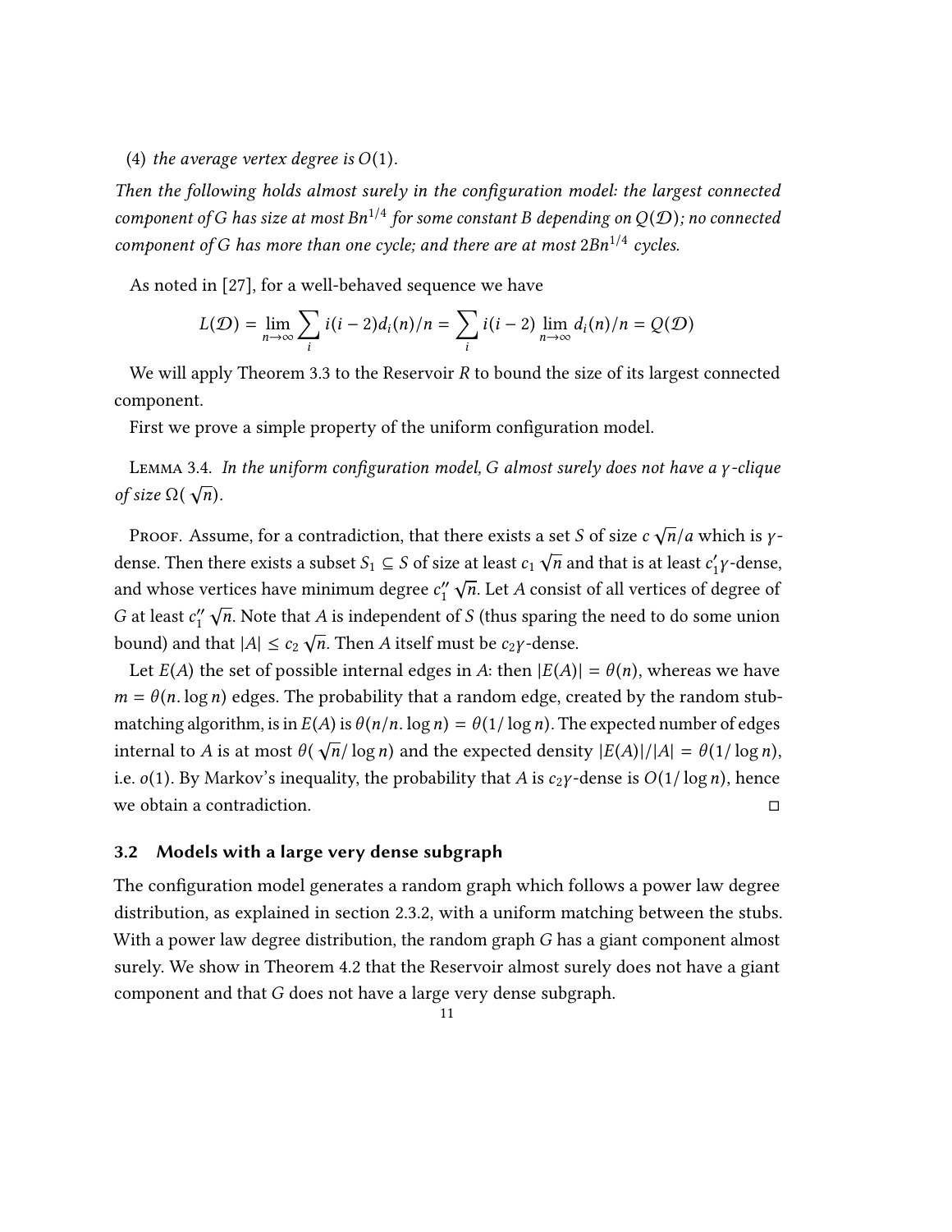(4) *the average vertex degree is $O(1)$.*

*Then the following holds almost surely in the configuration model: the largest connected component of $G$ has size at most $Bn^{1/4}$ for some constant $B$ depending on $Q(\mathcal{D})$; no connected component of $G$ has more than one cycle; and there are at most $2Bn^{1/4}$ cycles.*

As noted in [27], for a well-behaved sequence we have

$$L(\mathcal{D}) = \lim_{n\to\infty} \sum_i i(i-2)d_i(n)/n = \sum_i i(i-2) \lim_{n\to\infty} d_i(n)/n = Q(\mathcal{D})$$

We will apply Theorem 3.3 to the Reservoir $R$ to bound the size of its largest connected component.

First we prove a simple property of the uniform configuration model.

Lemma 3.4. *In the uniform configuration model, $G$ almost surely does not have a $\gamma$-clique of size $\Omega(\sqrt{n})$.*

Proof. Assume, for a contradiction, that there exists a set $S$ of size $c\sqrt{n}/a$ which is $\gamma$-dense. Then there exists a subset $S_1 \subseteq S$ of size at least $c_1\sqrt{n}$ and that is at least $c_1'\gamma$-dense, and whose vertices have minimum degree $c_1''\sqrt{n}$. Let $A$ consist of all vertices of degree of $G$ at least $c_1''\sqrt{n}$. Note that $A$ is independent of $S$ (thus sparing the need to do some union bound) and that $|A| \le c_2\sqrt{n}$. Then $A$ itself must be $c_2\gamma$-dense.

Let $E(A)$ the set of possible internal edges in $A$: then $|E(A)| = \theta(n)$, whereas we have $m = \theta(n.\log n)$ edges. The probability that a random edge, created by the random stub-matching algorithm, is in $E(A)$ is $\theta(n/n.\log n) = \theta(1/\log n)$. The expected number of edges internal to $A$ is at most $\theta(\sqrt{n}/\log n)$ and the expected density $|E(A)|/|A| = \theta(1/\log n)$, i.e. $o(1)$. By Markov's inequality, the probability that $A$ is $c_2\gamma$-dense is $O(1/\log n)$, hence we obtain a contradiction. ◻

### 3.2 Models with a large very dense subgraph

The configuration model generates a random graph which follows a power law degree distribution, as explained in section 2.3.2, with a uniform matching between the stubs. With a power law degree distribution, the random graph $G$ has a giant component almost surely. We show in Theorem 4.2 that the Reservoir almost surely does not have a giant component and that $G$ does not have a large very dense subgraph.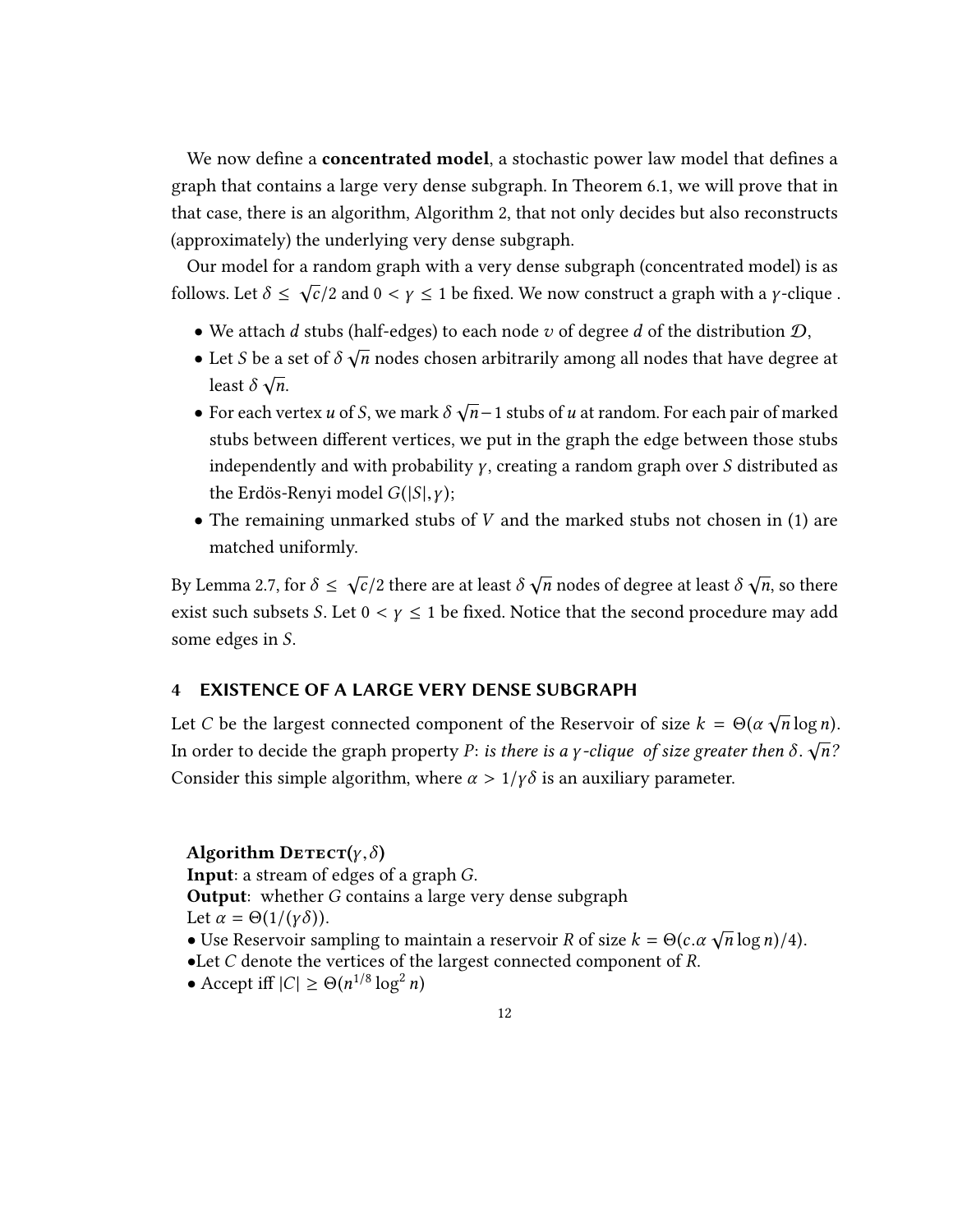We now define a **concentrated model**, a stochastic power law model that defines a graph that contains a large very dense subgraph. In Theorem 6.1, we will prove that in that case, there is an algorithm, Algorithm 2, that not only decides but also reconstructs (approximately) the underlying very dense subgraph.

Our model for a random graph with a very dense subgraph (concentrated model) is as follows. Let $\delta \leq \sqrt{c}/2$ and $0 < \gamma \leq 1$ be fixed. We now construct a graph with a $\gamma$-clique .

- We attach $d$ stubs (half-edges) to each node $v$ of degree $d$ of the distribution $\mathcal{D}$,
- Let $S$ be a set of $\delta\sqrt{n}$ nodes chosen arbitrarily among all nodes that have degree at least $\delta\sqrt{n}$.
- For each vertex $u$ of $S$, we mark $\delta\sqrt{n}-1$ stubs of $u$ at random. For each pair of marked stubs between different vertices, we put in the graph the edge between those stubs independently and with probability $\gamma$, creating a random graph over $S$ distributed as the Erdös-Renyi model $G(|S|, \gamma)$;
- The remaining unmarked stubs of $V$ and the marked stubs not chosen in (1) are matched uniformly.

By Lemma 2.7, for $\delta \leq \sqrt{c}/2$ there are at least $\delta\sqrt{n}$ nodes of degree at least $\delta\sqrt{n}$, so there exist such subsets $S$. Let $0 < \gamma \leq 1$ be fixed. Notice that the second procedure may add some edges in $S$.

## 4 EXISTENCE OF A LARGE VERY DENSE SUBGRAPH

Let $C$ be the largest connected component of the Reservoir of size $k = \Theta(\alpha\sqrt{n}\log n)$. In order to decide the graph property $P$: *is there is a $\gamma$-clique of size greater then $\delta.\sqrt{n}$?* Consider this simple algorithm, where $\alpha > 1/\gamma\delta$ is an auxiliary parameter.

**Algorithm Detect($\gamma, \delta$)**
**Input**: a stream of edges of a graph $G$.
**Output**: whether $G$ contains a large very dense subgraph
Let $\alpha = \Theta(1/(\gamma\delta))$.
- Use Reservoir sampling to maintain a reservoir $R$ of size $k = \Theta(c.\alpha\sqrt{n}\log n)/4)$.
- Let $C$ denote the vertices of the largest connected component of $R$.
- Accept iff $|C| \geq \Theta(n^{1/8}\log^2 n)$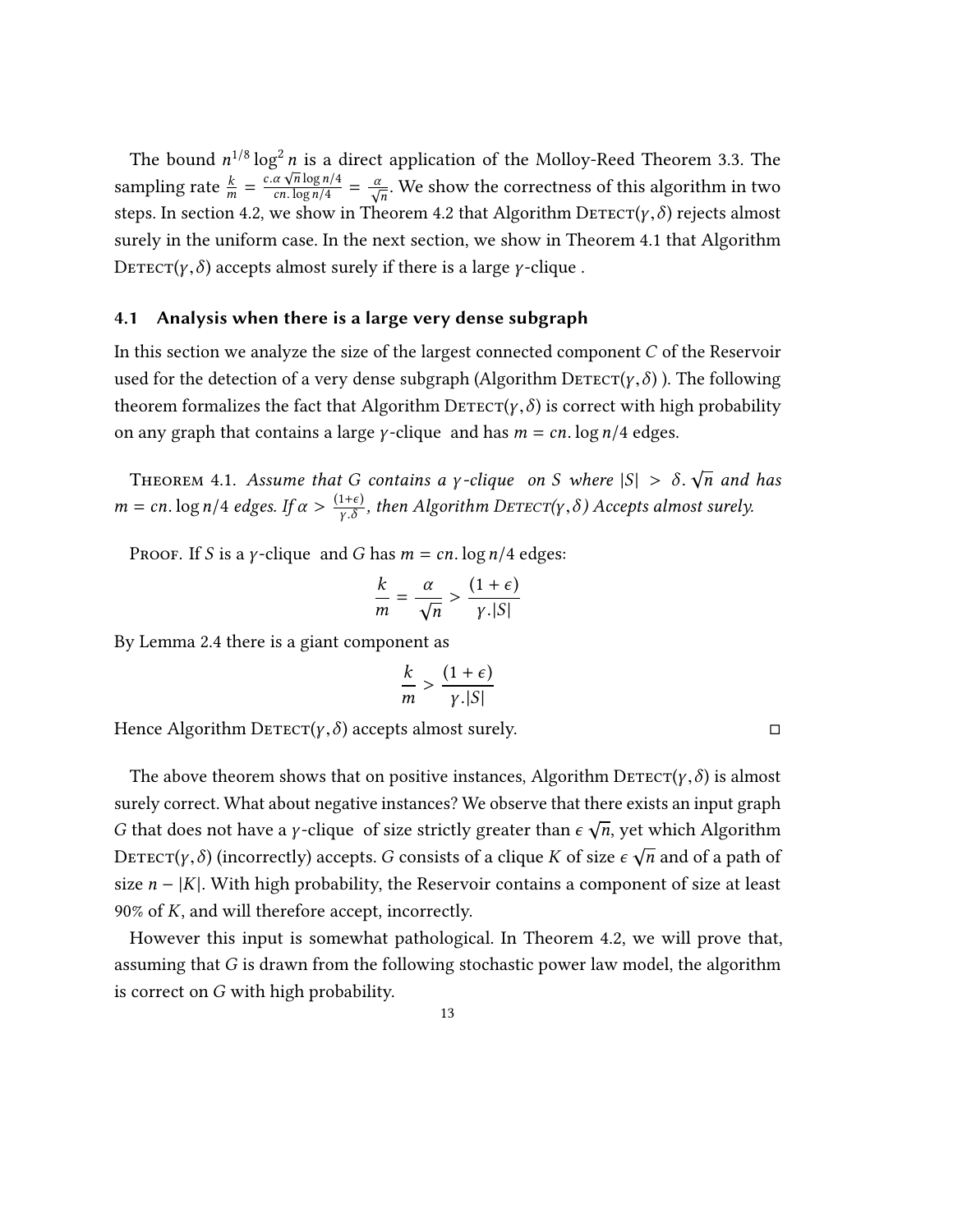The bound $n^{1/8} \log^2 n$ is a direct application of the Molloy-Reed Theorem 3.3. The sampling rate $\frac{k}{m} = \frac{c.\alpha \sqrt{n} \log n/4}{cn. \log n/4} = \frac{\alpha}{\sqrt{n}}$. We show the correctness of this algorithm in two steps. In section 4.2, we show in Theorem 4.2 that Algorithm Detect$(\gamma, \delta)$ rejects almost surely in the uniform case. In the next section, we show in Theorem 4.1 that Algorithm Detect$(\gamma, \delta)$ accepts almost surely if there is a large $\gamma$-clique .

## 4.1 Analysis when there is a large very dense subgraph

In this section we analyze the size of the largest connected component $C$ of the Reservoir used for the detection of a very dense subgraph (Algorithm Detect$(\gamma, \delta)$ ). The following theorem formalizes the fact that Algorithm Detect$(\gamma, \delta)$ is correct with high probability on any graph that contains a large $\gamma$-clique and has $m = cn. \log n/4$ edges.

Theorem 4.1. *Assume that $G$ contains a $\gamma$-clique on $S$ where $|S| > \delta. \sqrt{n}$ and has $m = cn. \log n/4$ edges. If $\alpha > \frac{(1+\epsilon)}{\gamma.\delta}$, then Algorithm Detect$(\gamma, \delta)$ Accepts almost surely.*

Proof. If $S$ is a $\gamma$-clique and $G$ has $m = cn. \log n/4$ edges:

$$\frac{k}{m} = \frac{\alpha}{\sqrt{n}} > \frac{(1+\epsilon)}{\gamma.|S|}$$

By Lemma 2.4 there is a giant component as

$$\frac{k}{m} > \frac{(1+\epsilon)}{\gamma.|S|}$$

Hence Algorithm Detect$(\gamma, \delta)$ accepts almost surely. □

The above theorem shows that on positive instances, Algorithm Detect$(\gamma, \delta)$ is almost surely correct. What about negative instances? We observe that there exists an input graph $G$ that does not have a $\gamma$-clique of size strictly greater than $\epsilon \sqrt{n}$, yet which Algorithm Detect$(\gamma, \delta)$ (incorrectly) accepts. $G$ consists of a clique $K$ of size $\epsilon \sqrt{n}$ and of a path of size $n - |K|$. With high probability, the Reservoir contains a component of size at least 90% of $K$, and will therefore accept, incorrectly.

However this input is somewhat pathological. In Theorem 4.2, we will prove that, assuming that $G$ is drawn from the following stochastic power law model, the algorithm is correct on $G$ with high probability.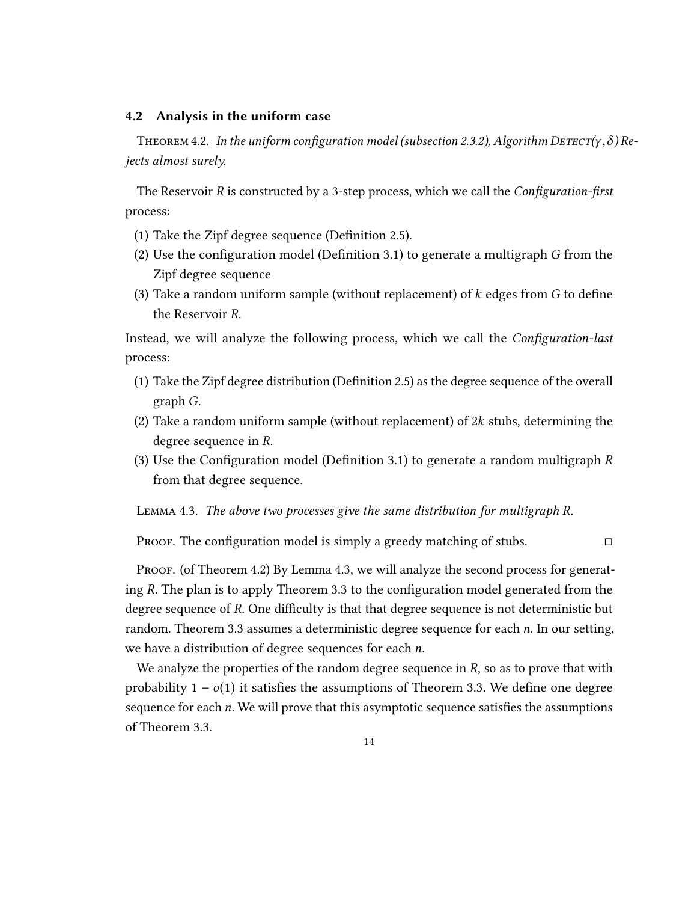### 4.2 Analysis in the uniform case

THEOREM 4.2. *In the uniform configuration model (subsection 2.3.2), Algorithm* DETECT($\gamma$, $\delta$) *Rejects almost surely.*

The Reservoir $R$ is constructed by a 3-step process, which we call the *Configuration-first* process:

1. Take the Zipf degree sequence (Definition 2.5).
2. Use the configuration model (Definition 3.1) to generate a multigraph $G$ from the Zipf degree sequence
3. Take a random uniform sample (without replacement) of $k$ edges from $G$ to define the Reservoir $R$.

Instead, we will analyze the following process, which we call the *Configuration-last* process:

1. Take the Zipf degree distribution (Definition 2.5) as the degree sequence of the overall graph $G$.
2. Take a random uniform sample (without replacement) of $2k$ stubs, determining the degree sequence in $R$.
3. Use the Configuration model (Definition 3.1) to generate a random multigraph $R$ from that degree sequence.

LEMMA 4.3. *The above two processes give the same distribution for multigraph R.*

PROOF. The configuration model is simply a greedy matching of stubs. □

PROOF. (of Theorem 4.2) By Lemma 4.3, we will analyze the second process for generating $R$. The plan is to apply Theorem 3.3 to the configuration model generated from the degree sequence of $R$. One difficulty is that that degree sequence is not deterministic but random. Theorem 3.3 assumes a deterministic degree sequence for each $n$. In our setting, we have a distribution of degree sequences for each $n$.

We analyze the properties of the random degree sequence in $R$, so as to prove that with probability $1 - o(1)$ it satisfies the assumptions of Theorem 3.3. We define one degree sequence for each $n$. We will prove that this asymptotic sequence satisfies the assumptions of Theorem 3.3.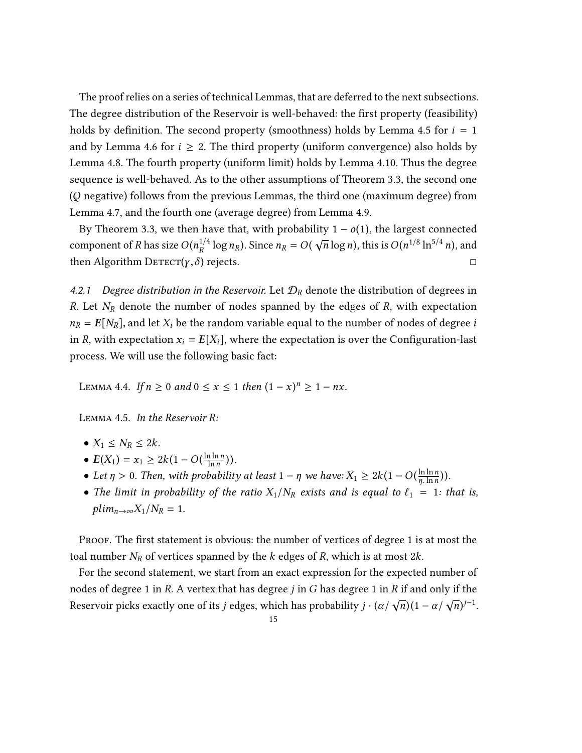The proof relies on a series of technical Lemmas, that are deferred to the next subsections. The degree distribution of the Reservoir is well-behaved: the first property (feasibility) holds by definition. The second property (smoothness) holds by Lemma 4.5 for $i = 1$ and by Lemma 4.6 for $i \geq 2$. The third property (uniform convergence) also holds by Lemma 4.8. The fourth property (uniform limit) holds by Lemma 4.10. Thus the degree sequence is well-behaved. As to the other assumptions of Theorem 3.3, the second one ($Q$ negative) follows from the previous Lemmas, the third one (maximum degree) from Lemma 4.7, and the fourth one (average degree) from Lemma 4.9.

By Theorem 3.3, we then have that, with probability $1 - o(1)$, the largest connected component of $R$ has size $O(n_R^{1/4} \log n_R)$. Since $n_R = O(\sqrt{n} \log n)$, this is $O(n^{1/8} \ln^{5/4} n)$, and then Algorithm Detect($\gamma, \delta$) rejects. □

*4.2.1 Degree distribution in the Reservoir.* Let $\mathcal{D}_R$ denote the distribution of degrees in $R$. Let $N_R$ denote the number of nodes spanned by the edges of $R$, with expectation $n_R = \boldsymbol{E}[N_R]$, and let $X_i$ be the random variable equal to the number of nodes of degree $i$ in $R$, with expectation $x_i = \boldsymbol{E}[X_i]$, where the expectation is over the Configuration-last process. We will use the following basic fact:

Lemma 4.4. *If $n \geq 0$ and $0 \leq x \leq 1$ then $(1 - x)^n \geq 1 - nx$.*

Lemma 4.5. *In the Reservoir $R$:*

- $X_1 \leq N_R \leq 2k$.
- $\boldsymbol{E}(X_1) = x_1 \geq 2k(1 - O(\frac{\ln \ln n}{\ln n}))$.
- *Let $\eta > 0$. Then, with probability at least $1 - \eta$ we have: $X_1 \geq 2k(1 - O(\frac{\ln \ln n}{\eta . \ln n}))$.*
- *The limit in probability of the ratio $X_1/N_R$ exists and is equal to $\ell_1 = 1$: that is, $plim_{n \to \infty} X_1/N_R = 1$.*

Proof. The first statement is obvious: the number of vertices of degree 1 is at most the toal number $N_R$ of vertices spanned by the $k$ edges of $R$, which is at most $2k$.

For the second statement, we start from an exact expression for the expected number of nodes of degree 1 in $R$. A vertex that has degree $j$ in $G$ has degree 1 in $R$ if and only if the Reservoir picks exactly one of its $j$ edges, which has probability $j \cdot (\alpha/\sqrt{n})(1 - \alpha/\sqrt{n})^{j-1}$.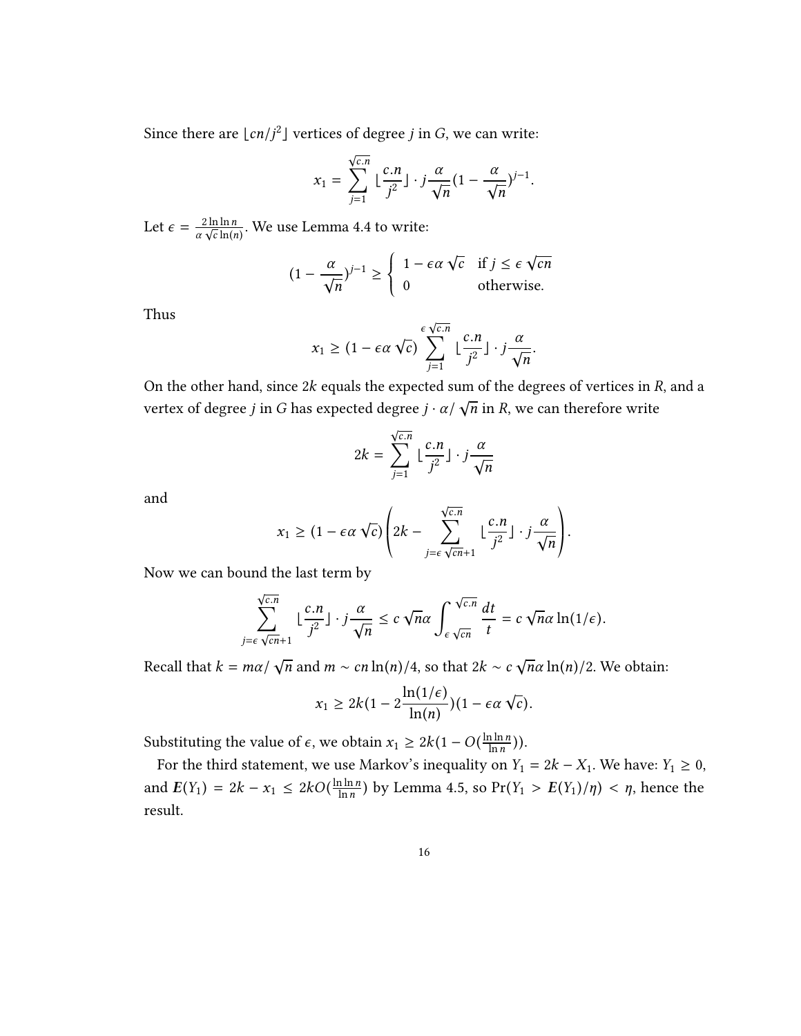Since there are $\lfloor cn/j^2 \rfloor$ vertices of degree $j$ in $G$, we can write:

$$x_1 = \sum_{j=1}^{\sqrt{c.n}} \lfloor \frac{c.n}{j^2} \rfloor \cdot j \frac{\alpha}{\sqrt{n}} (1 - \frac{\alpha}{\sqrt{n}})^{j-1}.$$

Let $\epsilon = \frac{2 \ln \ln n}{\alpha \sqrt{c} \ln(n)}$. We use Lemma 4.4 to write:

$$(1 - \frac{\alpha}{\sqrt{n}})^{j-1} \geq \begin{cases} 1 - \epsilon \alpha \sqrt{c} & \text{if } j \leq \epsilon \sqrt{cn} \\ 0 & \text{otherwise.} \end{cases}$$

Thus

$$x_1 \geq (1 - \epsilon \alpha \sqrt{c}) \sum_{j=1}^{\epsilon \sqrt{c.n}} \lfloor \frac{c.n}{j^2} \rfloor \cdot j \frac{\alpha}{\sqrt{n}}.$$

On the other hand, since $2k$ equals the expected sum of the degrees of vertices in $R$, and a vertex of degree $j$ in $G$ has expected degree $j \cdot \alpha / \sqrt{n}$ in $R$, we can therefore write

$$2k = \sum_{j=1}^{\sqrt{c.n}} \lfloor \frac{c.n}{j^2} \rfloor \cdot j \frac{\alpha}{\sqrt{n}}$$

and

$$x_1 \geq (1 - \epsilon \alpha \sqrt{c}) \left( 2k - \sum_{j=\epsilon \sqrt{cn}+1}^{\sqrt{c.n}} \lfloor \frac{c.n}{j^2} \rfloor \cdot j \frac{\alpha}{\sqrt{n}} \right).$$

Now we can bound the last term by

$$\sum_{j=\epsilon \sqrt{cn}+1}^{\sqrt{c.n}} \lfloor \frac{c.n}{j^2} \rfloor \cdot j \frac{\alpha}{\sqrt{n}} \leq c \sqrt{n} \alpha \int_{\epsilon \sqrt{cn}}^{\sqrt{c.n}} \frac{dt}{t} = c \sqrt{n} \alpha \ln(1/\epsilon).$$

Recall that $k = m\alpha / \sqrt{n}$ and $m \sim cn \ln(n)/4$, so that $2k \sim c \sqrt{n} \alpha \ln(n)/2$. We obtain:

$$x_1 \geq 2k(1 - 2\frac{\ln(1/\epsilon)}{\ln(n)})(1 - \epsilon \alpha \sqrt{c}).$$

Substituting the value of $\epsilon$, we obtain $x_1 \geq 2k(1 - O(\frac{\ln \ln n}{\ln n}))$.

For the third statement, we use Markov's inequality on $Y_1 = 2k - X_1$. We have: $Y_1 \geq 0$, and $\boldsymbol{E}(Y_1) = 2k - x_1 \leq 2kO(\frac{\ln \ln n}{\ln n})$ by Lemma 4.5, so $\Pr(Y_1 > \boldsymbol{E}(Y_1)/\eta) < \eta$, hence the result.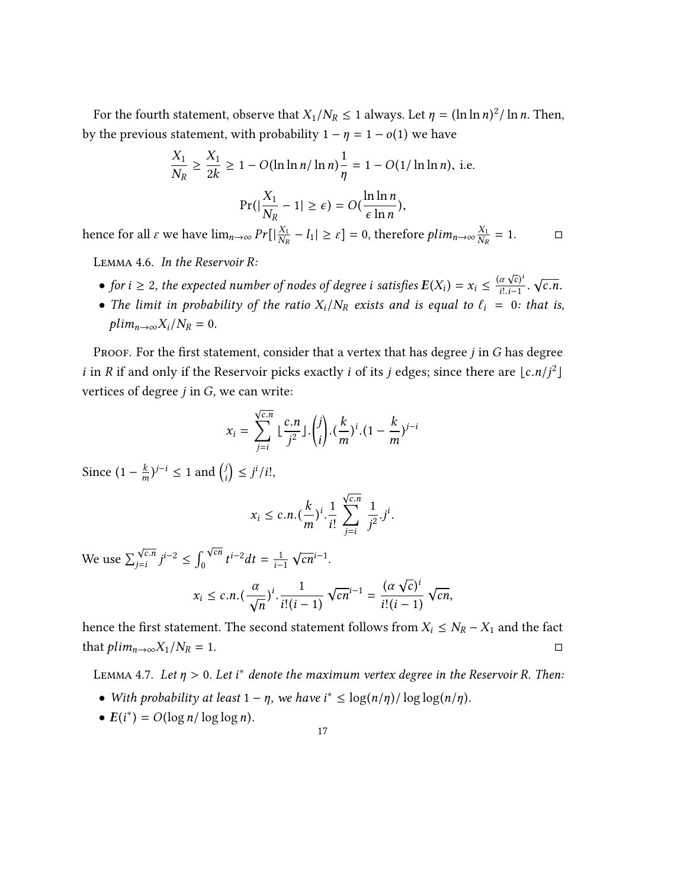For the fourth statement, observe that $X_1/N_R \leq 1$ always. Let $\eta = (\ln\ln n)^2/\ln n$. Then, by the previous statement, with probability $1 - \eta = 1 - o(1)$ we have

$$\frac{X_1}{N_R} \geq \frac{X_1}{2k} \geq 1 - O(\ln\ln n/\ln n)\frac{1}{\eta} = 1 - O(1/\ln\ln n), \text{ i.e.}$$

$$\Pr(|\frac{X_1}{N_R} - 1| \geq \epsilon) = O(\frac{\ln\ln n}{\epsilon \ln n}),$$

hence for all $\varepsilon$ we have $\lim_{n\to\infty} Pr[|\frac{X_1}{N_R} - l_1| \geq \varepsilon] = 0$, therefore $plim_{n\to\infty}\frac{X_1}{N_R} = 1$. □

Lemma 4.6. *In the Reservoir R:*

- *for $i \geq 2$, the expected number of nodes of degree $i$ satisfies $\mathbf{E}(X_i) = x_i \leq \frac{(\alpha\sqrt{c})^i}{i!.i-1}.\sqrt{c.n}$.*
- *The limit in probability of the ratio $X_i/N_R$ exists and is equal to $\ell_i = 0$: that is, $plim_{n\to\infty}X_i/N_R = 0$.*

Proof. For the first statement, consider that a vertex that has degree $j$ in $G$ has degree $i$ in $R$ if and only if the Reservoir picks exactly $i$ of its $j$ edges; since there are $\lfloor c.n/j^2 \rfloor$ vertices of degree $j$ in $G$, we can write:

$$x_i = \sum_{j=i}^{\sqrt{c.n}} \lfloor \frac{c.n}{j^2} \rfloor . \binom{j}{i} . (\frac{k}{m})^i . (1 - \frac{k}{m})^{j-i}$$

Since $(1 - \frac{k}{m})^{j-i} \leq 1$ and $\binom{j}{i} \leq j^i/i!$,

$$x_i \leq c.n.(\frac{k}{m})^i . \frac{1}{i!} \sum_{j=i}^{\sqrt{c.n}} \frac{1}{j^2}.j^i.$$

We use $\sum_{j=i}^{\sqrt{c.n}} j^{i-2} \leq \int_0^{\sqrt{cn}} t^{i-2}dt = \frac{1}{i-1}\sqrt{cn}^{i-1}$.

$$x_i \leq c.n.(\frac{\alpha}{\sqrt{n}})^i . \frac{1}{i!(i-1)}\sqrt{cn}^{i-1} = \frac{(\alpha\sqrt{c})^i}{i!(i-1)}\sqrt{cn},$$

hence the first statement. The second statement follows from $X_i \leq N_R - X_1$ and the fact that $plim_{n\to\infty}X_1/N_R = 1$. □

Lemma 4.7. *Let $\eta > 0$. Let $i^*$ denote the maximum vertex degree in the Reservoir R. Then:*

- *With probability at least $1 - \eta$, we have $i^* \leq \log(n/\eta)/\log\log(n/\eta)$.*
- *$\mathbf{E}(i^*) = O(\log n/\log\log n)$.*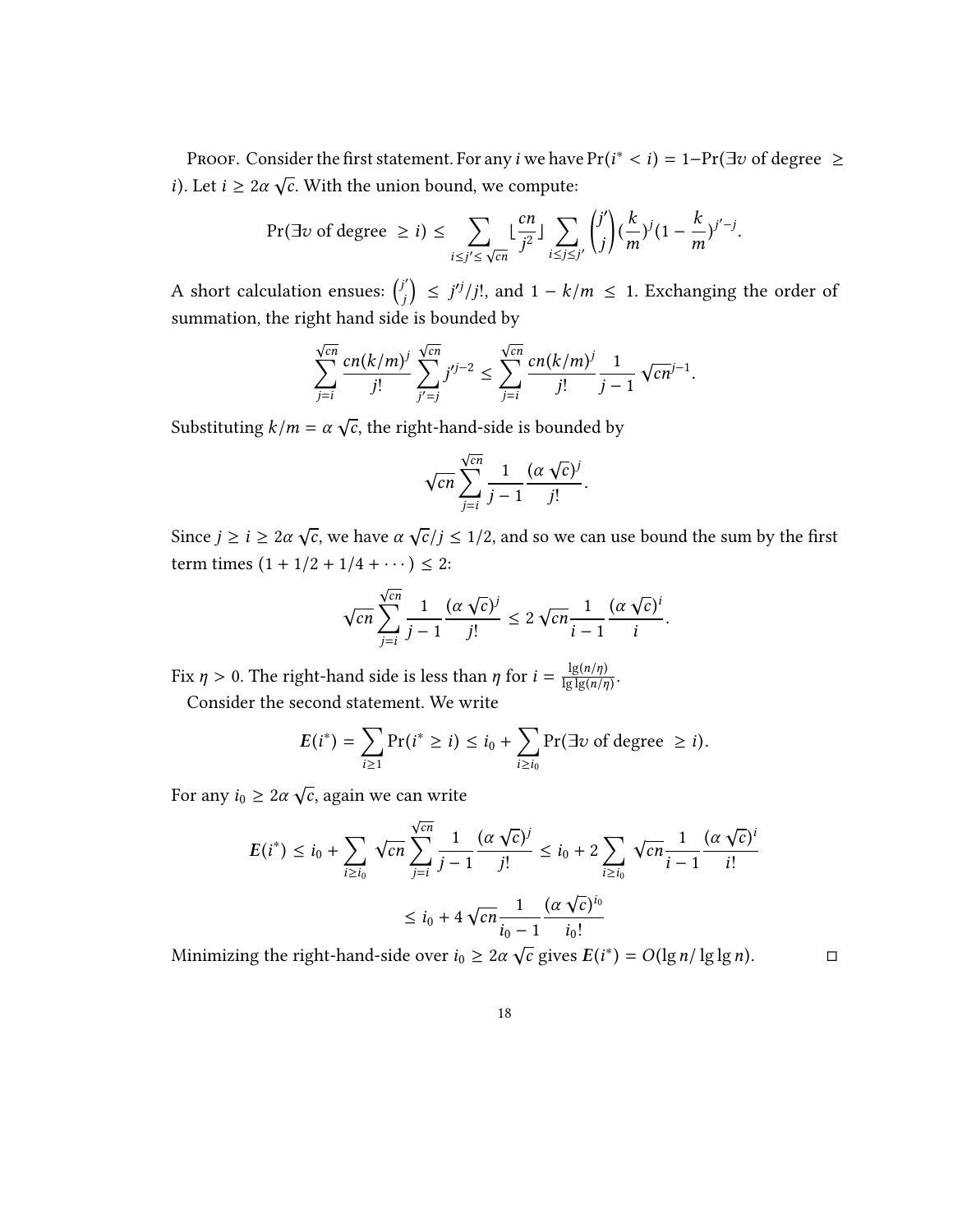Proof. Consider the first statement. For any $i$ we have $\Pr(i^* < i) = 1 - \Pr(\exists v \text{ of degree } \geq i)$. Let $i \geq 2\alpha\sqrt{c}$. With the union bound, we compute:

$$\Pr(\exists v \text{ of degree } \geq i) \leq \sum_{i \leq j' \leq \sqrt{cn}} \lfloor \frac{cn}{j^2} \rfloor \sum_{i \leq j \leq j'} \binom{j'}{j} (\frac{k}{m})^j (1 - \frac{k}{m})^{j'-j}.$$

A short calculation ensues: $\binom{j'}{j} \leq j'^j / j!$, and $1 - k/m \leq 1$. Exchanging the order of summation, the right hand side is bounded by

$$\sum_{j=i}^{\sqrt{cn}} \frac{cn(k/m)^j}{j!} \sum_{j'=j}^{\sqrt{cn}} j'^{j-2} \leq \sum_{j=i}^{\sqrt{cn}} \frac{cn(k/m)^j}{j!} \frac{1}{j-1} \sqrt{cn}^{j-1}.$$

Substituting $k/m = \alpha\sqrt{c}$, the right-hand-side is bounded by

$$\sqrt{cn} \sum_{j=i}^{\sqrt{cn}} \frac{1}{j-1} \frac{(\alpha\sqrt{c})^j}{j!}.$$

Since $j \geq i \geq 2\alpha\sqrt{c}$, we have $\alpha\sqrt{c}/j \leq 1/2$, and so we can use bound the sum by the first term times $(1 + 1/2 + 1/4 + \cdots) \leq 2$:

$$\sqrt{cn} \sum_{j=i}^{\sqrt{cn}} \frac{1}{j-1} \frac{(\alpha\sqrt{c})^j}{j!} \leq 2\sqrt{cn} \frac{1}{i-1} \frac{(\alpha\sqrt{c})^i}{i}.$$

Fix $\eta > 0$. The right-hand side is less than $\eta$ for $i = \frac{\lg(n/\eta)}{\lg\lg(n/\eta)}$.

Consider the second statement. We write

$$E(i^*) = \sum_{i \geq 1} \Pr(i^* \geq i) \leq i_0 + \sum_{i \geq i_0} \Pr(\exists v \text{ of degree } \geq i).$$

For any $i_0 \geq 2\alpha\sqrt{c}$, again we can write

$$E(i^*) \leq i_0 + \sum_{i \geq i_0} \sqrt{cn} \sum_{j=i}^{\sqrt{cn}} \frac{1}{j-1} \frac{(\alpha\sqrt{c})^j}{j!} \leq i_0 + 2 \sum_{i \geq i_0} \sqrt{cn} \frac{1}{i-1} \frac{(\alpha\sqrt{c})^i}{i!}$$

$$\leq i_0 + 4\sqrt{cn} \frac{1}{i_0 - 1} \frac{(\alpha\sqrt{c})^{i_0}}{i_0!}$$

Minimizing the right-hand-side over $i_0 \geq 2\alpha\sqrt{c}$ gives $E(i^*) = O(\lg n / \lg\lg n)$. □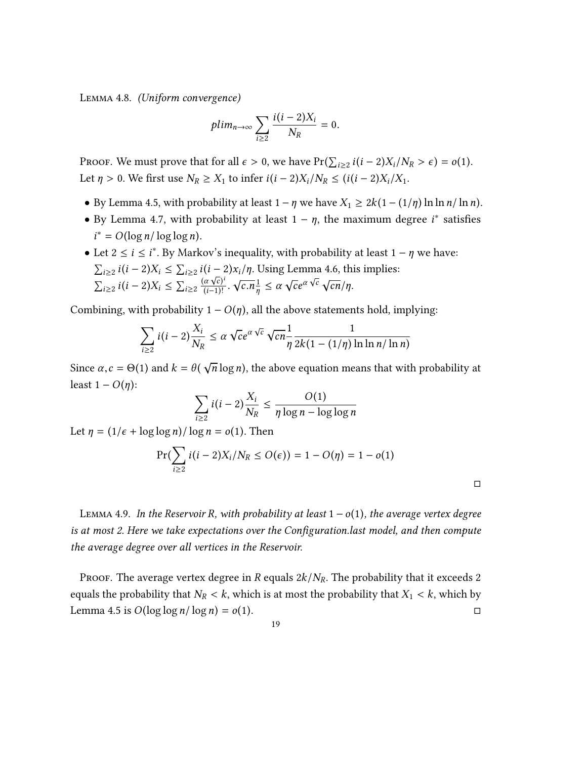Lemma 4.8. *(Uniform convergence)*

$$plim_{n\to\infty} \sum_{i\geq 2} \frac{i(i-2)X_i}{N_R} = 0.$$

Proof. We must prove that for all $\epsilon > 0$, we have $\Pr(\sum_{i\geq 2} i(i-2)X_i/N_R > \epsilon) = o(1)$. Let $\eta > 0$. We first use $N_R \geq X_1$ to infer $i(i-2)X_i/N_R \leq (i(i-2)X_i/X_1$.

- By Lemma 4.5, with probability at least $1-\eta$ we have $X_1 \geq 2k(1-(1/\eta)\ln\ln n/\ln n)$.
- By Lemma 4.7, with probability at least $1-\eta$, the maximum degree $i^*$ satisfies $i^* = O(\log n/\log\log n)$.
- Let $2 \leq i \leq i^*$. By Markov's inequality, with probability at least $1-\eta$ we have: $\sum_{i\geq 2} i(i-2)X_i \leq \sum_{i\geq 2} i(i-2)x_i/\eta$. Using Lemma 4.6, this implies: $\sum_{i\geq 2} i(i-2)X_i \leq \sum_{i\geq 2} \frac{(\alpha\sqrt{c})^i}{(i-1)!}.\sqrt{c.n}\frac{1}{\eta} \leq \alpha\sqrt{c}e^{\alpha\sqrt{c}}\sqrt{cn}/\eta$.

Combining, with probability $1-O(\eta)$, all the above statements hold, implying:

$$\sum_{i\geq 2} i(i-2)\frac{X_i}{N_R} \leq \alpha\sqrt{c}e^{\alpha\sqrt{c}}\sqrt{cn}\frac{1}{\eta}\frac{1}{2k(1-(1/\eta)\ln\ln n/\ln n)}$$

Since $\alpha, c = \Theta(1)$ and $k = \theta(\sqrt{n}\log n)$, the above equation means that with probability at least $1-O(\eta)$:

$$\sum_{i\geq 2} i(i-2)\frac{X_i}{N_R} \leq \frac{O(1)}{\eta\log n - \log\log n}$$

Let $\eta = (1/\epsilon + \log\log n)/\log n = o(1)$. Then

$$\Pr(\sum_{i\geq 2} i(i-2)X_i/N_R \leq O(\epsilon)) = 1-O(\eta) = 1-o(1)$$

□

Lemma 4.9. *In the Reservoir R, with probability at least $1-o(1)$, the average vertex degree is at most 2. Here we take expectations over the Configuration.last model, and then compute the average degree over all vertices in the Reservoir.*

Proof. The average vertex degree in $R$ equals $2k/N_R$. The probability that it exceeds 2 equals the probability that $N_R < k$, which is at most the probability that $X_1 < k$, which by Lemma 4.5 is $O(\log\log n/\log n) = o(1)$. □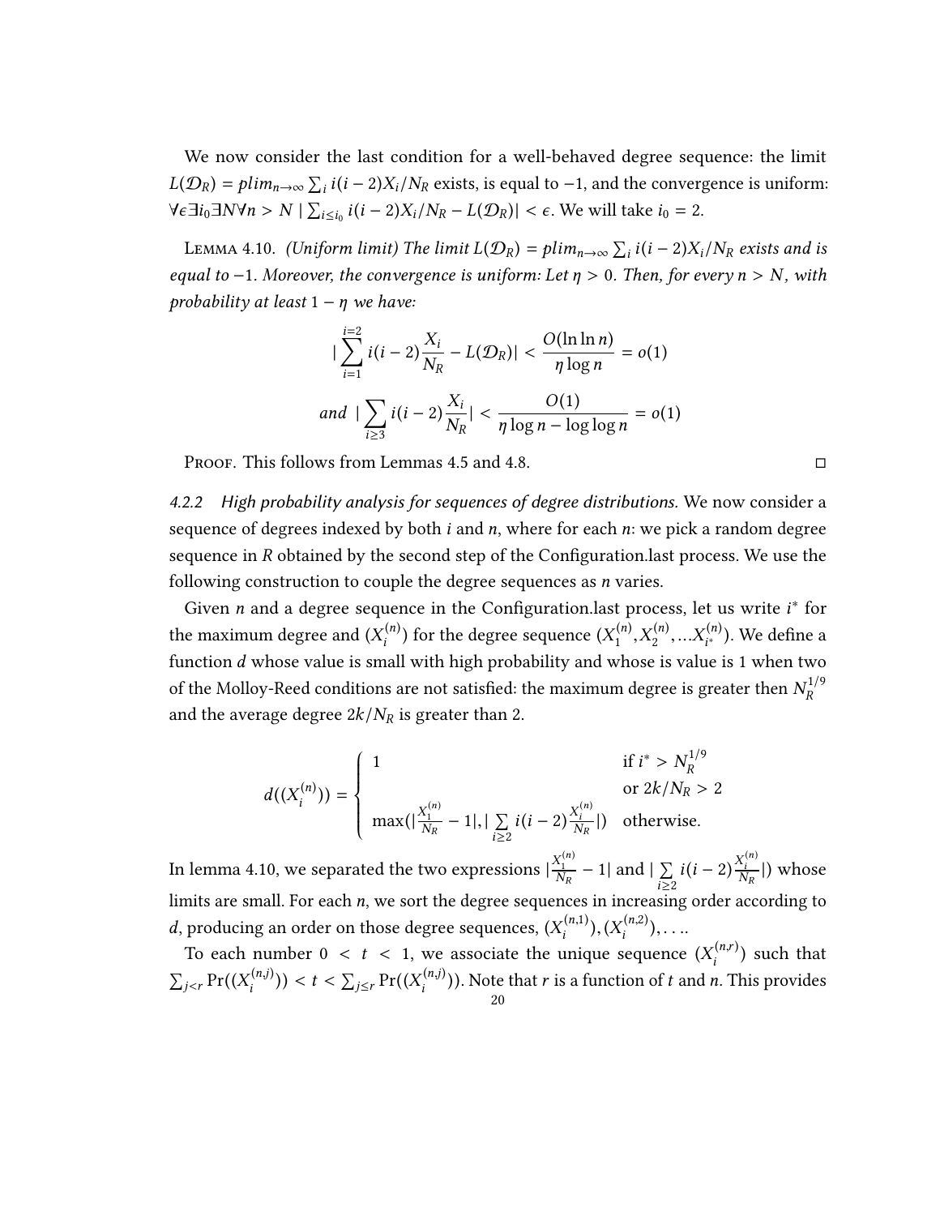We now consider the last condition for a well-behaved degree sequence: the limit $L(\mathcal{D}_R) = plim_{n\to\infty} \sum_i i(i-2)X_i/N_R$ exists, is equal to $-1$, and the convergence is uniform: $\forall\epsilon\exists i_0\exists N\forall n > N \mid \sum_{i\leq i_0} i(i-2)X_i/N_R - L(\mathcal{D}_R)| < \epsilon$. We will take $i_0 = 2$.

Lemma 4.10. *(Uniform limit) The limit $L(\mathcal{D}_R) = plim_{n\to\infty} \sum_i i(i-2)X_i/N_R$ exists and is equal to $-1$. Moreover, the convergence is uniform: Let $\eta > 0$. Then, for every $n > N$, with probability at least $1 - \eta$ we have:*

$$|\sum_{i=1}^{i=2} i(i-2)\frac{X_i}{N_R} - L(\mathcal{D}_R)| < \frac{O(\ln\ln n)}{\eta \log n} = o(1)$$

$$\text{and } |\sum_{i\geq 3} i(i-2)\frac{X_i}{N_R}| < \frac{O(1)}{\eta\log n - \log\log n} = o(1)$$

Proof. This follows from Lemmas 4.5 and 4.8. □

*4.2.2 High probability analysis for sequences of degree distributions.* We now consider a sequence of degrees indexed by both $i$ and $n$, where for each $n$: we pick a random degree sequence in $R$ obtained by the second step of the Configuration.last process. We use the following construction to couple the degree sequences as $n$ varies.

Given $n$ and a degree sequence in the Configuration.last process, let us write $i^*$ for the maximum degree and $(X_i^{(n)})$ for the degree sequence $(X_1^{(n)}, X_2^{(n)}, \ldots X_{i^*}^{(n)})$. We define a function $d$ whose value is small with high probability and whose is value is 1 when two of the Molloy-Reed conditions are not satisfied: the maximum degree is greater then $N_R^{1/9}$ and the average degree $2k/N_R$ is greater than 2.

$$d((X_i^{(n)})) = \begin{cases} 1 & \text{if } i^* > N_R^{1/9} \\ & \text{or } 2k/N_R > 2 \\ \max(|\frac{X_1^{(n)}}{N_R} - 1|, |\sum\limits_{i\geq 2} i(i-2)\frac{X_i^{(n)}}{N_R}|) & \text{otherwise.} \end{cases}$$

In lemma 4.10, we separated the two expressions $|\frac{X_1^{(n)}}{N_R} - 1|$ and $|\sum\limits_{i\geq 2} i(i-2)\frac{X_i^{(n)}}{N_R}|)$ whose limits are small. For each $n$, we sort the degree sequences in increasing order according to $d$, producing an order on those degree sequences, $(X_i^{(n,1)}), (X_i^{(n,2)}), \ldots$.

To each number $0 < t < 1$, we associate the unique sequence $(X_i^{(n,r)})$ such that $\sum_{j<r} \Pr((X_i^{(n,j)})) < t < \sum_{j\leq r} \Pr((X_i^{(n,j)}))$. Note that $r$ is a function of $t$ and $n$. This provides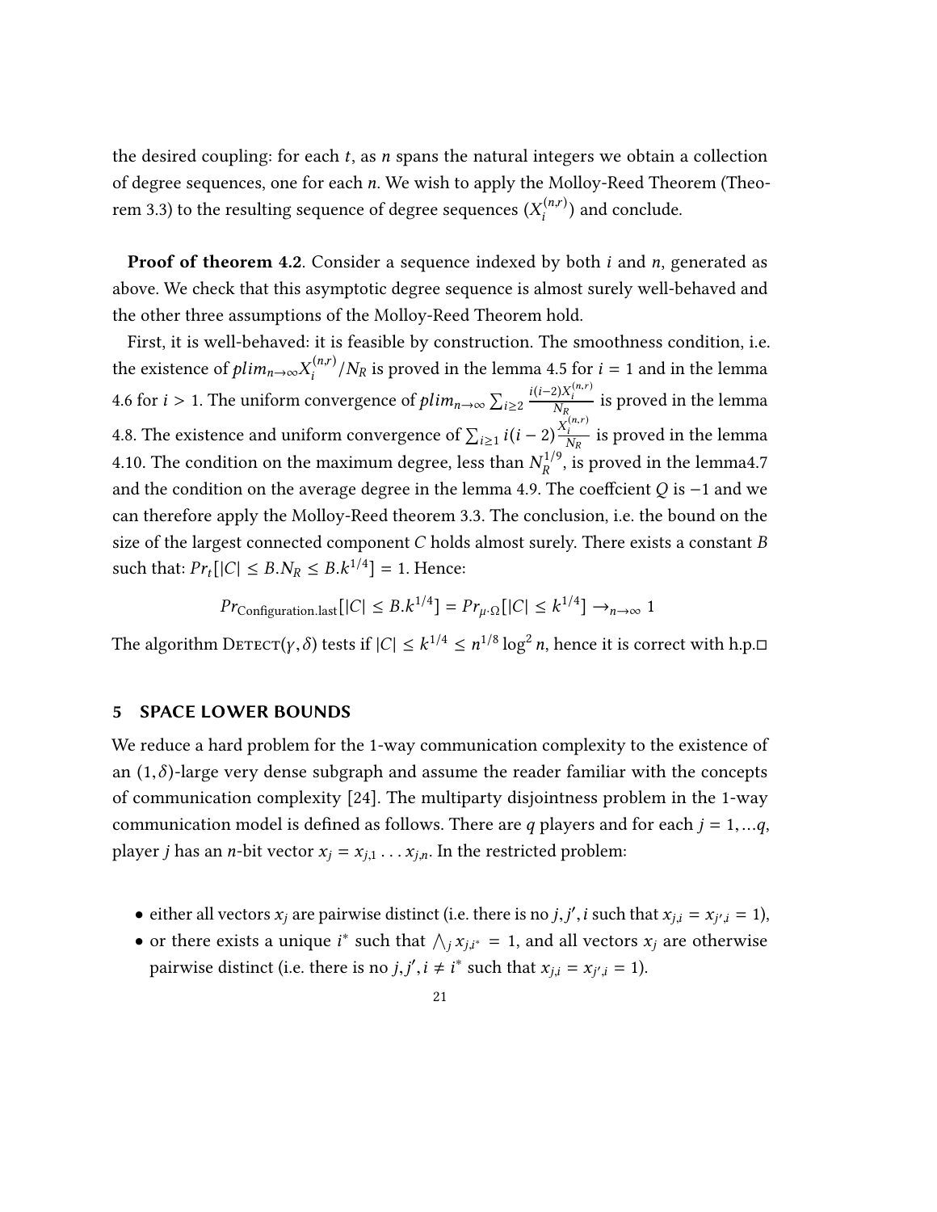the desired coupling: for each $t$, as $n$ spans the natural integers we obtain a collection of degree sequences, one for each $n$. We wish to apply the Molloy-Reed Theorem (Theorem 3.3) to the resulting sequence of degree sequences $(X_i^{(n,r)})$ and conclude.

**Proof of theorem 4.2**. Consider a sequence indexed by both $i$ and $n$, generated as above. We check that this asymptotic degree sequence is almost surely well-behaved and the other three assumptions of the Molloy-Reed Theorem hold.

First, it is well-behaved: it is feasible by construction. The smoothness condition, i.e. the existence of $plim_{n\to\infty} X_i^{(n,r)}/N_R$ is proved in the lemma 4.5 for $i = 1$ and in the lemma 4.6 for $i > 1$. The uniform convergence of $plim_{n\to\infty} \sum_{i\geq 2} \frac{i(i-2)X_i^{(n,r)}}{N_R}$ is proved in the lemma 4.8. The existence and uniform convergence of $\sum_{i\geq 1} i(i-2)\frac{X_i^{(n,r)}}{N_R}$ is proved in the lemma 4.10. The condition on the maximum degree, less than $N_R^{1/9}$, is proved in the lemma4.7 and the condition on the average degree in the lemma 4.9. The coeffcient $Q$ is $-1$ and we can therefore apply the Molloy-Reed theorem 3.3. The conclusion, i.e. the bound on the size of the largest connected component $C$ holds almost surely. There exists a constant $B$ such that: $Pr_t[|C| \leq B.N_R \leq B.k^{1/4}] = 1$. Hence:

$$Pr_{\text{Configuration.last}}[|C| \leq B.k^{1/4}] = Pr_{\mu\cdot\Omega}[|C| \leq k^{1/4}] \to_{n\to\infty} 1$$

The algorithm $\textsc{Detect}(\gamma, \delta)$ tests if $|C| \leq k^{1/4} \leq n^{1/8}\log^2 n$, hence it is correct with h.p.□

## 5 SPACE LOWER BOUNDS

We reduce a hard problem for the 1-way communication complexity to the existence of an $(1, \delta)$-large very dense subgraph and assume the reader familiar with the concepts of communication complexity [24]. The multiparty disjointness problem in the 1-way communication model is defined as follows. There are $q$ players and for each $j = 1, \ldots q$, player $j$ has an $n$-bit vector $x_j = x_{j,1} \ldots x_{j,n}$. In the restricted problem:

- either all vectors $x_j$ are pairwise distinct (i.e. there is no $j, j', i$ such that $x_{j,i} = x_{j',i} = 1$),
- or there exists a unique $i^*$ such that $\bigwedge_j x_{j,i^*} = 1$, and all vectors $x_j$ are otherwise pairwise distinct (i.e. there is no $j, j', i \neq i^*$ such that $x_{j,i} = x_{j',i} = 1$).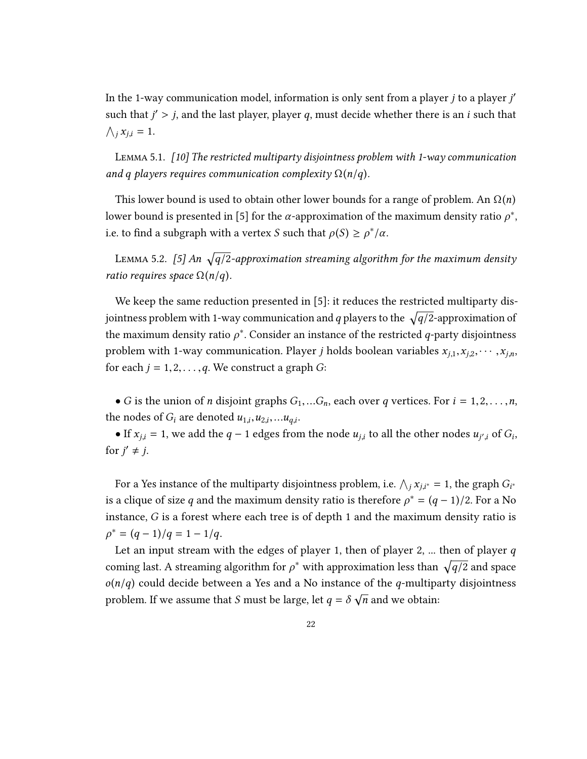In the 1-way communication model, information is only sent from a player $j$ to a player $j'$ such that $j' > j$, and the last player, player $q$, must decide whether there is an $i$ such that $\bigwedge_j x_{j,i} = 1$.

Lemma 5.1. *[10] The restricted multiparty disjointness problem with 1-way communication and $q$ players requires communication complexity $\Omega(n/q)$.*

This lower bound is used to obtain other lower bounds for a range of problem. An $\Omega(n)$ lower bound is presented in [5] for the $\alpha$-approximation of the maximum density ratio $\rho^*$, i.e. to find a subgraph with a vertex $S$ such that $\rho(S) \geq \rho^*/\alpha$.

Lemma 5.2. *[5] An $\sqrt{q/2}$-approximation streaming algorithm for the maximum density ratio requires space $\Omega(n/q)$.*

We keep the same reduction presented in [5]: it reduces the restricted multiparty disjointness problem with 1-way communication and $q$ players to the $\sqrt{q/2}$-approximation of the maximum density ratio $\rho^*$. Consider an instance of the restricted $q$-party disjointness problem with 1-way communication. Player $j$ holds boolean variables $x_{j,1}, x_{j,2}, \cdots, x_{j,n}$, for each $j = 1, 2, \ldots, q$. We construct a graph $G$:

- $G$ is the union of $n$ disjoint graphs $G_1, \ldots G_n$, each over $q$ vertices. For $i = 1, 2, \ldots, n$, the nodes of $G_i$ are denoted $u_{1,i}, u_{2,i}, \ldots u_{q,i}$.
- If $x_{j,i} = 1$, we add the $q-1$ edges from the node $u_{j,i}$ to all the other nodes $u_{j',i}$ of $G_i$, for $j' \neq j$.

For a Yes instance of the multiparty disjointness problem, i.e. $\bigwedge_j x_{j,i^*} = 1$, the graph $G_{i^*}$ is a clique of size $q$ and the maximum density ratio is therefore $\rho^* = (q-1)/2$. For a No instance, $G$ is a forest where each tree is of depth 1 and the maximum density ratio is $\rho^* = (q-1)/q = 1 - 1/q$.

Let an input stream with the edges of player 1, then of player 2, ... then of player $q$ coming last. A streaming algorithm for $\rho^*$ with approximation less than $\sqrt{q/2}$ and space $o(n/q)$ could decide between a Yes and a No instance of the $q$-multiparty disjointness problem. If we assume that $S$ must be large, let $q = \delta\sqrt{n}$ and we obtain: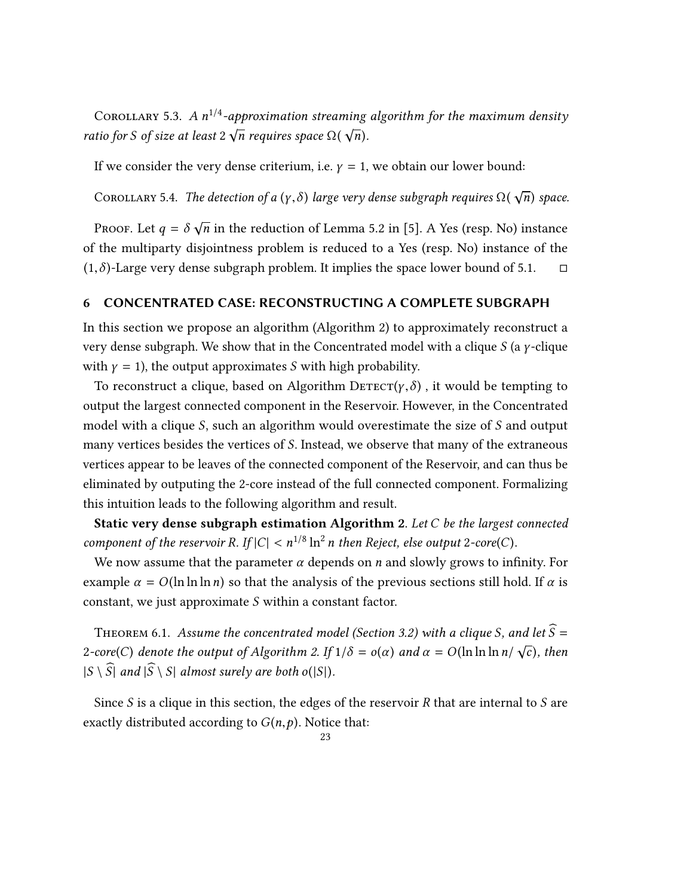Corollary 5.3. *A $n^{1/4}$-approximation streaming algorithm for the maximum density ratio for $S$ of size at least $2\sqrt{n}$ requires space $\Omega(\sqrt{n})$.*

If we consider the very dense criterium, i.e. $\gamma = 1$, we obtain our lower bound:

Corollary 5.4. *The detection of a $(\gamma, \delta)$ large very dense subgraph requires $\Omega(\sqrt{n})$ space.*

Proof. Let $q = \delta\sqrt{n}$ in the reduction of Lemma 5.2 in [5]. A Yes (resp. No) instance of the multiparty disjointness problem is reduced to a Yes (resp. No) instance of the $(1, \delta)$-Large very dense subgraph problem. It implies the space lower bound of 5.1. □

## 6 CONCENTRATED CASE: RECONSTRUCTING A COMPLETE SUBGRAPH

In this section we propose an algorithm (Algorithm 2) to approximately reconstruct a very dense subgraph. We show that in the Concentrated model with a clique $S$ (a $\gamma$-clique with $\gamma = 1$), the output approximates $S$ with high probability.

To reconstruct a clique, based on Algorithm Detect$(\gamma, \delta)$ , it would be tempting to output the largest connected component in the Reservoir. However, in the Concentrated model with a clique $S$, such an algorithm would overestimate the size of $S$ and output many vertices besides the vertices of $S$. Instead, we observe that many of the extraneous vertices appear to be leaves of the connected component of the Reservoir, and can thus be eliminated by outputing the 2-core instead of the full connected component. Formalizing this intuition leads to the following algorithm and result.

**Static very dense subgraph estimation Algorithm 2**. *Let $C$ be the largest connected component of the reservoir $R$. If $|C| < n^{1/8} \ln^2 n$ then Reject, else output 2-core$(C)$.*

We now assume that the parameter $\alpha$ depends on $n$ and slowly grows to infinity. For example $\alpha = O(\ln \ln \ln n)$ so that the analysis of the previous sections still hold. If $\alpha$ is constant, we just approximate $S$ within a constant factor.

Theorem 6.1. *Assume the concentrated model (Section 3.2) with a clique $S$, and let $\widehat{S} =$ 2-core$(C)$ denote the output of Algorithm 2. If $1/\delta = o(\alpha)$ and $\alpha = O(\ln \ln \ln n/\sqrt{c})$, then $|S \setminus \widehat{S}|$ and $|\widehat{S} \setminus S|$ almost surely are both $o(|S|)$.*

Since $S$ is a clique in this section, the edges of the reservoir $R$ that are internal to $S$ are exactly distributed according to $G(n, p)$. Notice that: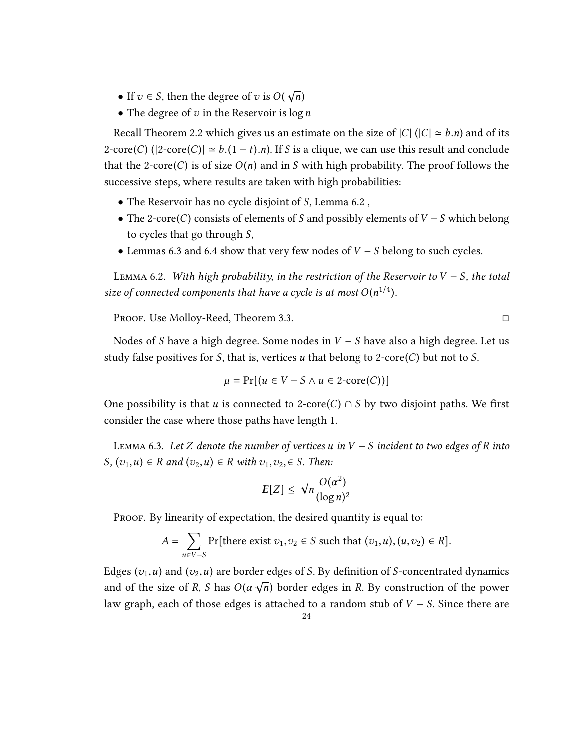- If $v \in S$, then the degree of $v$ is $O(\sqrt{n})$
- The degree of $v$ in the Reservoir is $\log n$

Recall Theorem 2.2 which gives us an estimate on the size of $|C|$ ($|C| \simeq b.n$) and of its 2-core($C$) ($|2\text{-core}(C)| \simeq b.(1-t).n$). If $S$ is a clique, we can use this result and conclude that the 2-core($C$) is of size $O(n)$ and in $S$ with high probability. The proof follows the successive steps, where results are taken with high probabilities:

- The Reservoir has no cycle disjoint of $S$, Lemma 6.2 ,
- The 2-core($C$) consists of elements of $S$ and possibly elements of $V - S$ which belong to cycles that go through $S$,
- Lemmas 6.3 and 6.4 show that very few nodes of $V - S$ belong to such cycles.

Lemma 6.2. *With high probability, in the restriction of the Reservoir to $V - S$, the total size of connected components that have a cycle is at most $O(n^{1/4})$.*

Proof. Use Molloy-Reed, Theorem 3.3. □

Nodes of $S$ have a high degree. Some nodes in $V - S$ have also a high degree. Let us study false positives for $S$, that is, vertices $u$ that belong to 2-core($C$) but not to $S$.

$$\mu = \Pr[(u \in V - S \wedge u \in 2\text{-core}(C))]$$

One possibility is that $u$ is connected to 2-core($C$) $\cap S$ by two disjoint paths. We first consider the case where those paths have length 1.

Lemma 6.3. *Let $Z$ denote the number of vertices $u$ in $V - S$ incident to two edges of $R$ into $S$, $(v_1, u) \in R$ and $(v_2, u) \in R$ with $v_1, v_2, \in S$. Then:*

$$\boldsymbol{E}[Z] \leq \sqrt{n}\frac{O(\alpha^2)}{(\log n)^2}$$

Proof. By linearity of expectation, the desired quantity is equal to:

$$A = \sum_{u \in V-S} \Pr[\text{there exist } v_1, v_2 \in S \text{ such that } (v_1, u), (u, v_2) \in R].$$

Edges $(v_1, u)$ and $(v_2, u)$ are border edges of $S$. By definition of $S$-concentrated dynamics and of the size of $R$, $S$ has $O(\alpha\sqrt{n})$ border edges in $R$. By construction of the power law graph, each of those edges is attached to a random stub of $V - S$. Since there are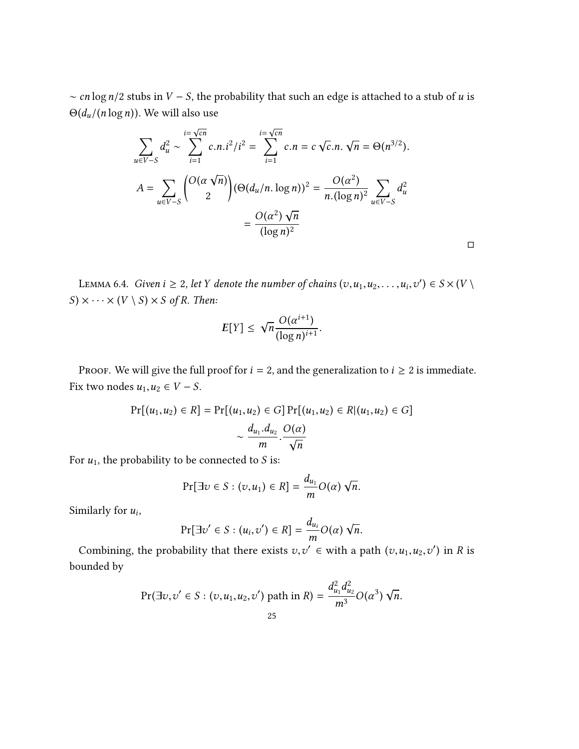$\sim cn \log n/2$ stubs in $V - S$, the probability that such an edge is attached to a stub of $u$ is $\Theta(d_u/(n \log n))$. We will also use

$$\sum_{u \in V-S} d_u^2 \sim \sum_{i=1}^{i=\sqrt{cn}} c.n.i^2/i^2 = \sum_{i=1}^{i=\sqrt{cn}} c.n = c\sqrt{c}.n.\sqrt{n} = \Theta(n^{3/2}).$$

$$A = \sum_{u \in V-S} \binom{O(\alpha\sqrt{n})}{2} (\Theta(d_u/n.\log n))^2 = \frac{O(\alpha^2)}{n.(\log n)^2} \sum_{u \in V-S} d_u^2$$
$$= \frac{O(\alpha^2)\sqrt{n}}{(\log n)^2}$$

□

Lemma 6.4. *Given $i \geq 2$, let $Y$ denote the number of chains $(v, u_1, u_2, \ldots, u_i, v') \in S \times (V \setminus S) \times \cdots \times (V \setminus S) \times S$ of $R$. Then:*

$$\boldsymbol{E}[Y] \leq \sqrt{n}\frac{O(\alpha^{i+1})}{(\log n)^{i+1}}.$$

Proof. We will give the full proof for $i = 2$, and the generalization to $i \geq 2$ is immediate. Fix two nodes $u_1, u_2 \in V - S$.

$$\Pr[(u_1, u_2) \in R] = \Pr[(u_1, u_2) \in G] \Pr[(u_1, u_2) \in R | (u_1, u_2) \in G]$$
$$\sim \frac{d_{u_1}.d_{u_2}}{m}.\frac{O(\alpha)}{\sqrt{n}}$$

For $u_1$, the probability to be connected to $S$ is:

$$\Pr[\exists v \in S : (v, u_1) \in R] = \frac{d_{u_1}}{m} O(\alpha)\sqrt{n}.$$

Similarly for $u_i$,

$$\Pr[\exists v' \in S : (u_i, v') \in R] = \frac{d_{u_i}}{m} O(\alpha)\sqrt{n}.$$

Combining, the probability that there exists $v, v' \in$ with a path $(v, u_1, u_2, v')$ in $R$ is bounded by

$$\Pr(\exists v, v' \in S : (v, u_1, u_2, v') \text{ path in } R) = \frac{d_{u_1}^2 d_{u_2}^2}{m^3} O(\alpha^3)\sqrt{n}.$$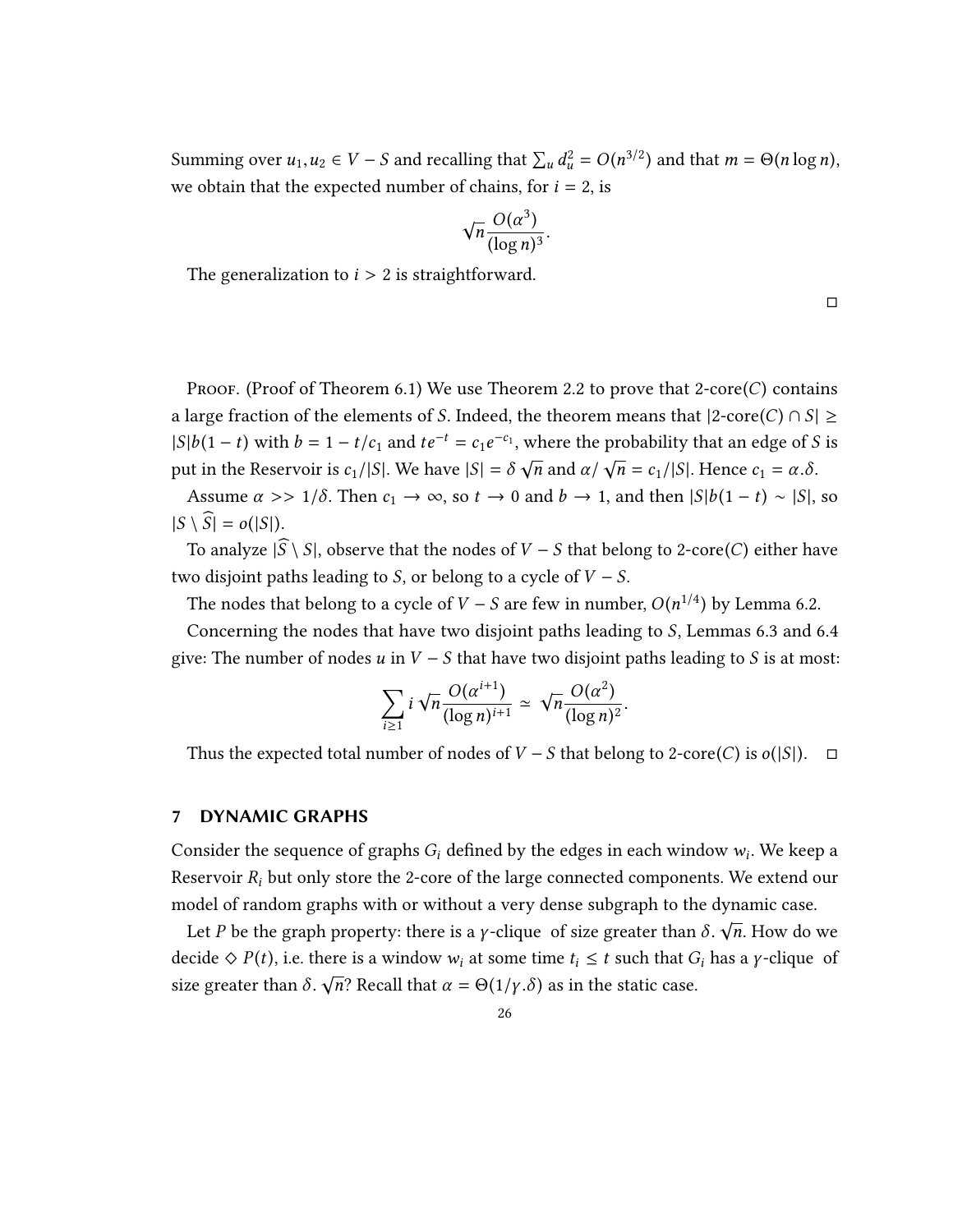Summing over $u_1, u_2 \in V - S$ and recalling that $\sum_u d_u^2 = O(n^{3/2})$ and that $m = \Theta(n \log n)$, we obtain that the expected number of chains, for $i = 2$, is

$$\sqrt{n} \frac{O(\alpha^3)}{(\log n)^3}.$$

The generalization to $i > 2$ is straightforward.

∎

Proof. (Proof of Theorem 6.1) We use Theorem 2.2 to prove that 2-core($C$) contains a large fraction of the elements of $S$. Indeed, the theorem means that $|2\text{-core}(C) \cap S| \geq |S|b(1-t)$ with $b = 1 - t/c_1$ and $te^{-t} = c_1 e^{-c_1}$, where the probability that an edge of $S$ is put in the Reservoir is $c_1/|S|$. We have $|S| = \delta\sqrt{n}$ and $\alpha/\sqrt{n} = c_1/|S|$. Hence $c_1 = \alpha.\delta$.

Assume $\alpha >> 1/\delta$. Then $c_1 \to \infty$, so $t \to 0$ and $b \to 1$, and then $|S|b(1-t) \sim |S|$, so $|S \setminus \widehat{S}| = o(|S|)$.

To analyze $|\widehat{S} \setminus S|$, observe that the nodes of $V - S$ that belong to 2-core($C$) either have two disjoint paths leading to $S$, or belong to a cycle of $V - S$.

The nodes that belong to a cycle of $V - S$ are few in number, $O(n^{1/4})$ by Lemma 6.2.

Concerning the nodes that have two disjoint paths leading to $S$, Lemmas 6.3 and 6.4 give: The number of nodes $u$ in $V - S$ that have two disjoint paths leading to $S$ is at most:

$$\sum_{i \geq 1} i\sqrt{n} \frac{O(\alpha^{i+1})}{(\log n)^{i+1}} \simeq \sqrt{n} \frac{O(\alpha^2)}{(\log n)^2}.$$

Thus the expected total number of nodes of $V - S$ that belong to 2-core($C$) is $o(|S|)$. ∎

## 7 DYNAMIC GRAPHS

Consider the sequence of graphs $G_i$ defined by the edges in each window $w_i$. We keep a Reservoir $R_i$ but only store the 2-core of the large connected components. We extend our model of random graphs with or without a very dense subgraph to the dynamic case.

Let $P$ be the graph property: there is a $\gamma$-clique of size greater than $\delta.\sqrt{n}$. How do we decide $\diamond P(t)$, i.e. there is a window $w_i$ at some time $t_i \leq t$ such that $G_i$ has a $\gamma$-clique of size greater than $\delta.\sqrt{n}$? Recall that $\alpha = \Theta(1/\gamma.\delta)$ as in the static case.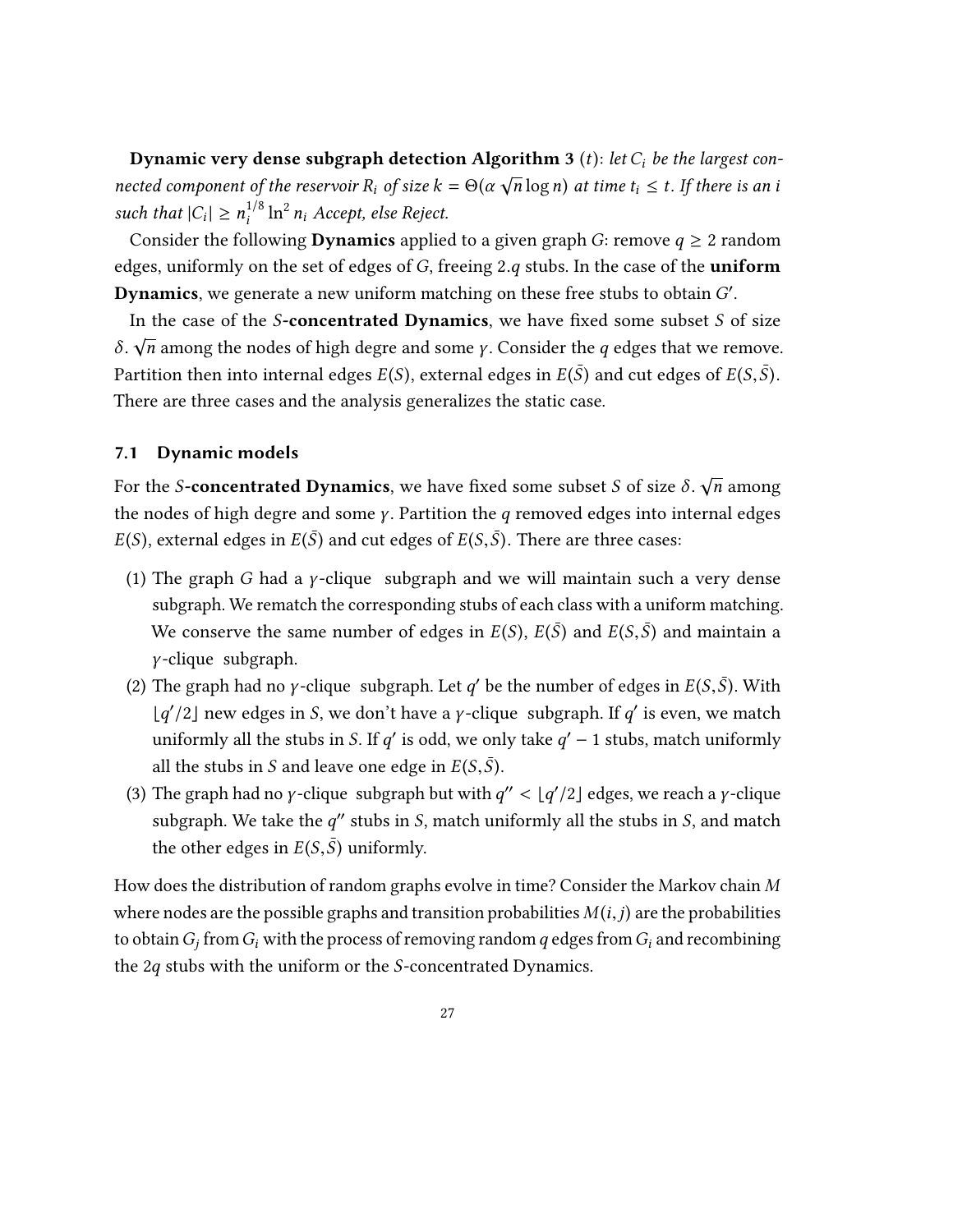**Dynamic very dense subgraph detection Algorithm 3** $(t)$: *let $C_i$ be the largest connected component of the reservoir $R_i$ of size $k = \Theta(\alpha\sqrt{n}\log n)$ at time $t_i \leq t$. If there is an $i$ such that $|C_i| \geq n_i^{1/8}\ln^2 n_i$ Accept, else Reject.*

Consider the following **Dynamics** applied to a given graph $G$: remove $q \geq 2$ random edges, uniformly on the set of edges of $G$, freeing $2.q$ stubs. In the case of the **uniform Dynamics**, we generate a new uniform matching on these free stubs to obtain $G'$.

In the case of the $S$-**concentrated Dynamics**, we have fixed some subset $S$ of size $\delta.\sqrt{n}$ among the nodes of high degre and some $\gamma$. Consider the $q$ edges that we remove. Partition then into internal edges $E(S)$, external edges in $E(\bar{S})$ and cut edges of $E(S,\bar{S})$. There are three cases and the analysis generalizes the static case.

## 7.1 Dynamic models

For the $S$-**concentrated Dynamics**, we have fixed some subset $S$ of size $\delta.\sqrt{n}$ among the nodes of high degre and some $\gamma$. Partition the $q$ removed edges into internal edges $E(S)$, external edges in $E(\bar{S})$ and cut edges of $E(S,\bar{S})$. There are three cases:

(1) The graph $G$ had a $\gamma$-clique subgraph and we will maintain such a very dense subgraph. We rematch the corresponding stubs of each class with a uniform matching. We conserve the same number of edges in $E(S)$, $E(\bar{S})$ and $E(S,\bar{S})$ and maintain a $\gamma$-clique subgraph.

(2) The graph had no $\gamma$-clique subgraph. Let $q'$ be the number of edges in $E(S,\bar{S})$. With $\lfloor q'/2 \rfloor$ new edges in $S$, we don't have a $\gamma$-clique subgraph. If $q'$ is even, we match uniformly all the stubs in $S$. If $q'$ is odd, we only take $q'-1$ stubs, match uniformly all the stubs in $S$ and leave one edge in $E(S,\bar{S})$.

(3) The graph had no $\gamma$-clique subgraph but with $q'' < \lfloor q'/2 \rfloor$ edges, we reach a $\gamma$-clique subgraph. We take the $q''$ stubs in $S$, match uniformly all the stubs in $S$, and match the other edges in $E(S,\bar{S})$ uniformly.

How does the distribution of random graphs evolve in time? Consider the Markov chain $M$ where nodes are the possible graphs and transition probabilities $M(i,j)$ are the probabilities to obtain $G_j$ from $G_i$ with the process of removing random $q$ edges from $G_i$ and recombining the $2q$ stubs with the uniform or the $S$-concentrated Dynamics.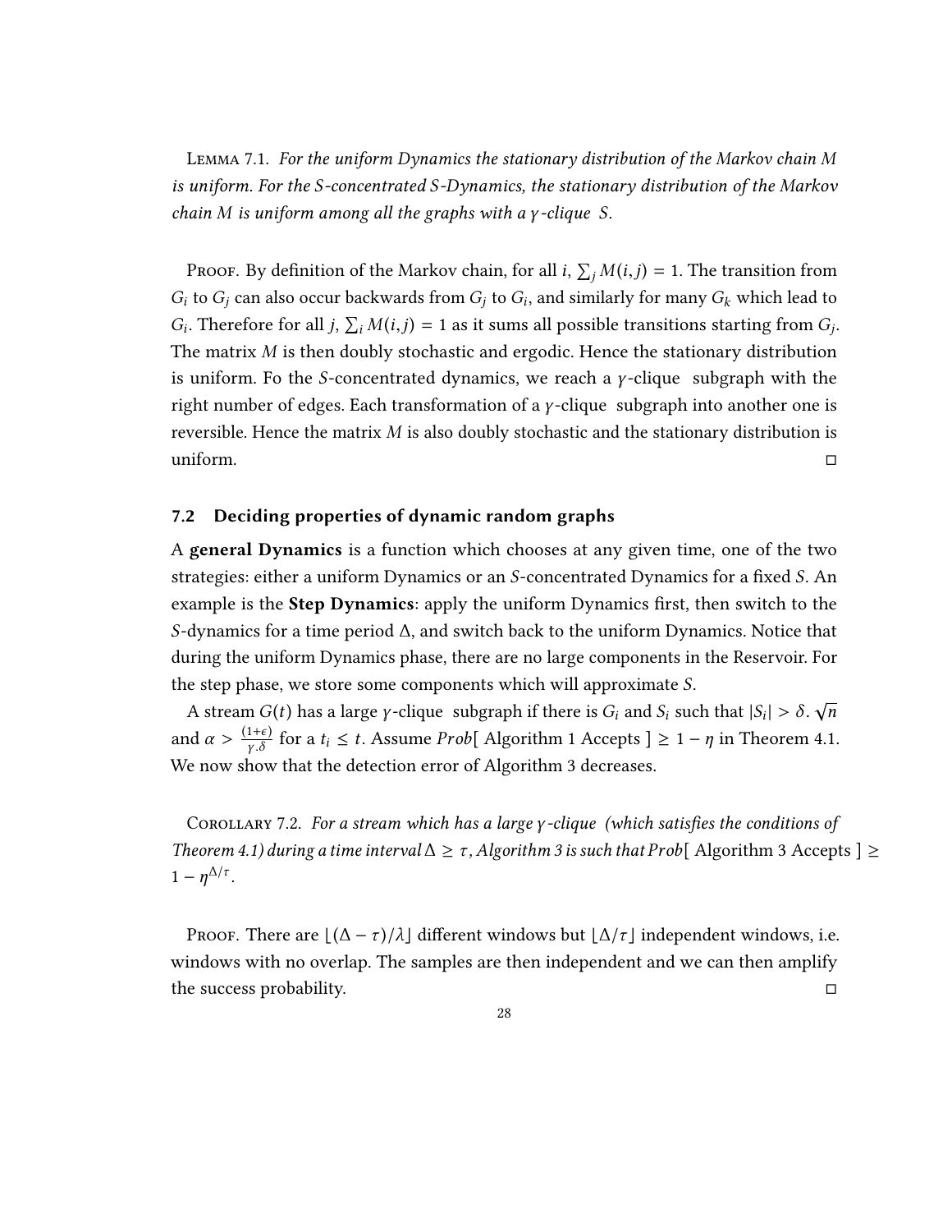Lemma 7.1. *For the uniform Dynamics the stationary distribution of the Markov chain $M$ is uniform. For the $S$-concentrated $S$-Dynamics, the stationary distribution of the Markov chain $M$ is uniform among all the graphs with a $\gamma$-clique $S$.*

Proof. By definition of the Markov chain, for all $i$, $\sum_j M(i,j) = 1$. The transition from $G_i$ to $G_j$ can also occur backwards from $G_j$ to $G_i$, and similarly for many $G_k$ which lead to $G_i$. Therefore for all $j$, $\sum_i M(i,j) = 1$ as it sums all possible transitions starting from $G_j$. The matrix $M$ is then doubly stochastic and ergodic. Hence the stationary distribution is uniform. Fo the $S$-concentrated dynamics, we reach a $\gamma$-clique subgraph with the right number of edges. Each transformation of a $\gamma$-clique subgraph into another one is reversible. Hence the matrix $M$ is also doubly stochastic and the stationary distribution is uniform. □

## 7.2 Deciding properties of dynamic random graphs

A **general Dynamics** is a function which chooses at any given time, one of the two strategies: either a uniform Dynamics or an $S$-concentrated Dynamics for a fixed $S$. An example is the **Step Dynamics**: apply the uniform Dynamics first, then switch to the $S$-dynamics for a time period $\Delta$, and switch back to the uniform Dynamics. Notice that during the uniform Dynamics phase, there are no large components in the Reservoir. For the step phase, we store some components which will approximate $S$.

A stream $G(t)$ has a large $\gamma$-clique subgraph if there is $G_i$ and $S_i$ such that $|S_i| > \delta.\sqrt{n}$ and $\alpha > \frac{(1+\epsilon)}{\gamma.\delta}$ for a $t_i \leq t$. Assume $Prob$[ Algorithm 1 Accepts ] $\geq 1 - \eta$ in Theorem 4.1. We now show that the detection error of Algorithm 3 decreases.

Corollary 7.2. *For a stream which has a large $\gamma$-clique (which satisfies the conditions of Theorem 4.1) during a time interval $\Delta \geq \tau$, Algorithm 3 is such that $Prob$[ Algorithm 3 Accepts ] $\geq 1 - \eta^{\Delta/\tau}$.*

Proof. There are $\lfloor (\Delta - \tau)/\lambda \rfloor$ different windows but $\lfloor \Delta/\tau \rfloor$ independent windows, i.e. windows with no overlap. The samples are then independent and we can then amplify the success probability. □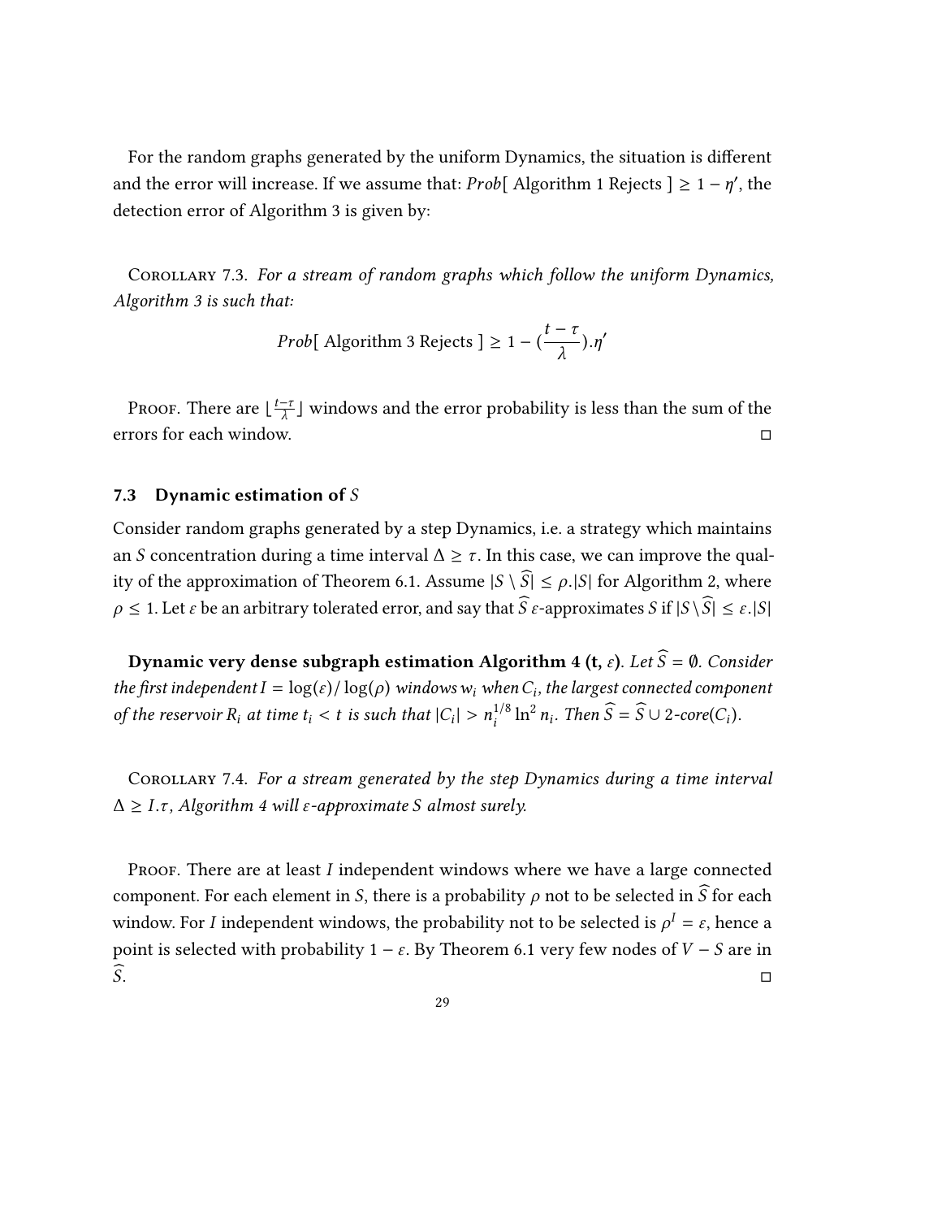For the random graphs generated by the uniform Dynamics, the situation is different and the error will increase. If we assume that: $Prob[$ Algorithm 1 Rejects $] \geq 1 - \eta'$, the detection error of Algorithm 3 is given by:

Corollary 7.3. *For a stream of random graphs which follow the uniform Dynamics, Algorithm 3 is such that:*

$$Prob[\text{ Algorithm 3 Rejects }] \geq 1 - (\frac{t - \tau}{\lambda}).\eta'$$

Proof. There are $\lfloor \frac{t-\tau}{\lambda} \rfloor$ windows and the error probability is less than the sum of the errors for each window. □

### 7.3 Dynamic estimation of $S$

Consider random graphs generated by a step Dynamics, i.e. a strategy which maintains an $S$ concentration during a time interval $\Delta \geq \tau$. In this case, we can improve the quality of the approximation of Theorem 6.1. Assume $|S \setminus \widehat{S}| \leq \rho.|S|$ for Algorithm 2, where $\rho \leq 1$. Let $\varepsilon$ be an arbitrary tolerated error, and say that $\widehat{S}$ $\varepsilon$-approximates $S$ if $|S \setminus \widehat{S}| \leq \varepsilon.|S|$

**Dynamic very dense subgraph estimation Algorithm 4 (t, $\varepsilon$).** *Let $\widehat{S} = \emptyset$. Consider the first independent $I = \log(\varepsilon)/\log(\rho)$ windows $w_i$ when $C_i$, the largest connected component of the reservoir $R_i$ at time $t_i < t$ is such that $|C_i| > n_i^{1/8} \ln^2 n_i$. Then $\widehat{S} = \widehat{S} \cup$ 2-core$(C_i)$.*

Corollary 7.4. *For a stream generated by the step Dynamics during a time interval $\Delta \geq I.\tau$, Algorithm 4 will $\varepsilon$-approximate $S$ almost surely.*

Proof. There are at least $I$ independent windows where we have a large connected component. For each element in $S$, there is a probability $\rho$ not to be selected in $\widehat{S}$ for each window. For $I$ independent windows, the probability not to be selected is $\rho^I = \varepsilon$, hence a point is selected with probability $1 - \varepsilon$. By Theorem 6.1 very few nodes of $V - S$ are in $\widehat{S}$. □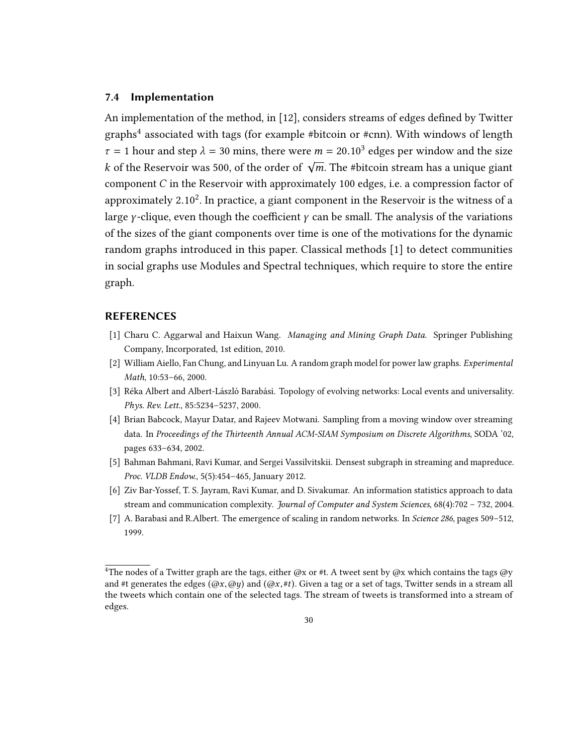### 7.4 Implementation

An implementation of the method, in [12], considers streams of edges defined by Twitter graphs[4] associated with tags (for example #bitcoin or #cnn). With windows of length $\tau = 1$ hour and step $\lambda = 30$ mins, there were $m = 20.10^3$ edges per window and the size $k$ of the Reservoir was 500, of the order of $\sqrt{m}$. The #bitcoin stream has a unique giant component $C$ in the Reservoir with approximately 100 edges, i.e. a compression factor of approximately $2.10^2$. In practice, a giant component in the Reservoir is the witness of a large $\gamma$-clique, even though the coefficient $\gamma$ can be small. The analysis of the variations of the sizes of the giant components over time is one of the motivations for the dynamic random graphs introduced in this paper. Classical methods [1] to detect communities in social graphs use Modules and Spectral techniques, which require to store the entire graph.

## REFERENCES

- [1] Charu C. Aggarwal and Haixun Wang. *Managing and Mining Graph Data*. Springer Publishing Company, Incorporated, 1st edition, 2010.
- [2] William Aiello, Fan Chung, and Linyuan Lu. A random graph model for power law graphs. *Experimental Math*, 10:53–66, 2000.
- [3] Réka Albert and Albert-László Barabási. Topology of evolving networks: Local events and universality. *Phys. Rev. Lett.*, 85:5234–5237, 2000.
- [4] Brian Babcock, Mayur Datar, and Rajeev Motwani. Sampling from a moving window over streaming data. In *Proceedings of the Thirteenth Annual ACM-SIAM Symposium on Discrete Algorithms*, SODA '02, pages 633–634, 2002.
- [5] Bahman Bahmani, Ravi Kumar, and Sergei Vassilvitskii. Densest subgraph in streaming and mapreduce. *Proc. VLDB Endow.*, 5(5):454–465, January 2012.
- [6] Ziv Bar-Yossef, T. S. Jayram, Ravi Kumar, and D. Sivakumar. An information statistics approach to data stream and communication complexity. *Journal of Computer and System Sciences*, 68(4):702 – 732, 2004.
- [7] A. Barabasi and R.Albert. The emergence of scaling in random networks. In *Science 286*, pages 509–512, 1999.

[4] The nodes of a Twitter graph are the tags, either @x or #t. A tweet sent by @x which contains the tags @y and #t generates the edges $(@x, @y)$ and $(@x, \#t)$. Given a tag or a set of tags, Twitter sends in a stream all the tweets which contain one of the selected tags. The stream of tweets is transformed into a stream of edges.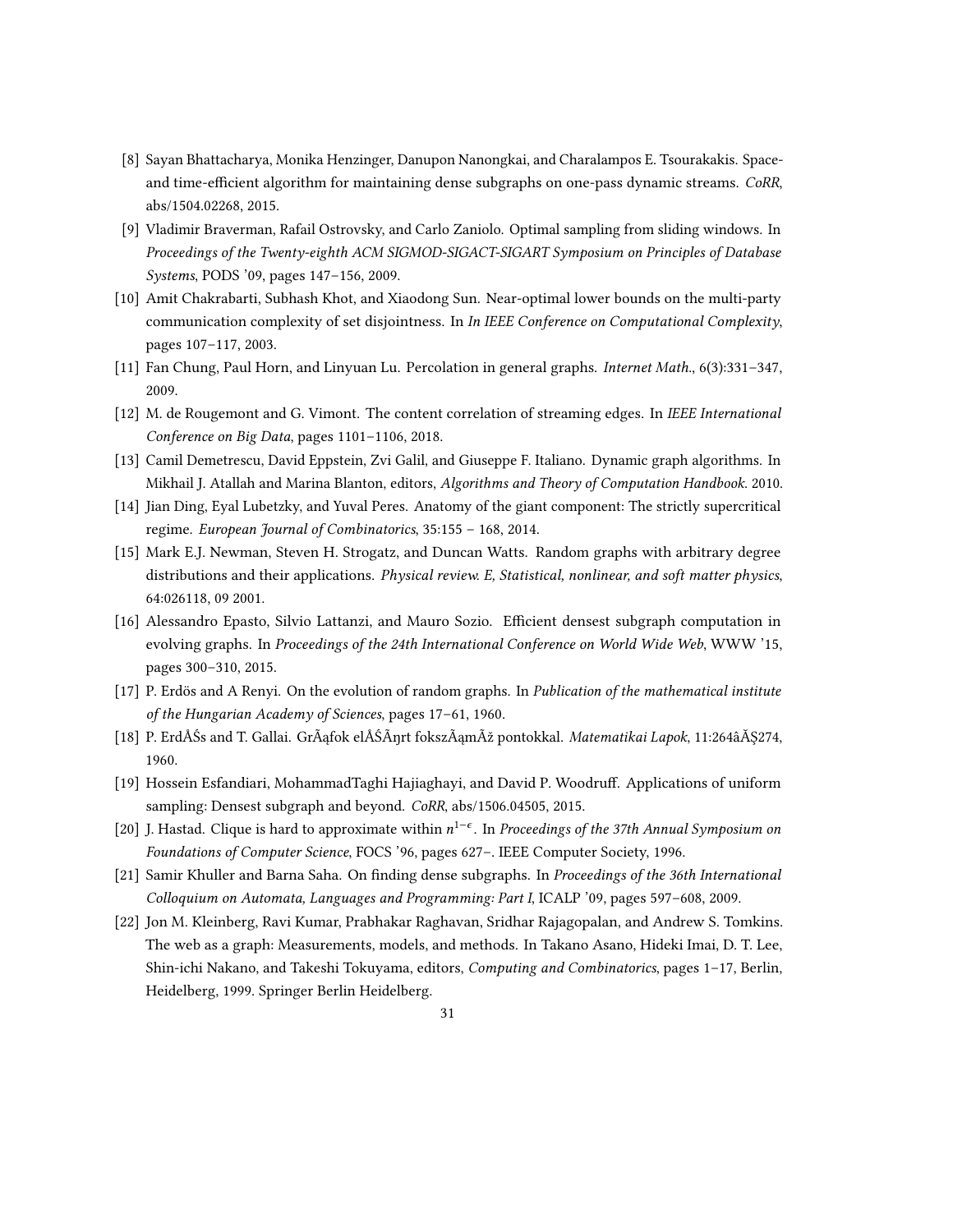[8] Sayan Bhattacharya, Monika Henzinger, Danupon Nanongkai, and Charalampos E. Tsourakakis. Space- and time-efficient algorithm for maintaining dense subgraphs on one-pass dynamic streams. *CoRR*, abs/1504.02268, 2015.

[9] Vladimir Braverman, Rafail Ostrovsky, and Carlo Zaniolo. Optimal sampling from sliding windows. In *Proceedings of the Twenty-eighth ACM SIGMOD-SIGACT-SIGART Symposium on Principles of Database Systems*, PODS '09, pages 147–156, 2009.

[10] Amit Chakrabarti, Subhash Khot, and Xiaodong Sun. Near-optimal lower bounds on the multi-party communication complexity of set disjointness. In *In IEEE Conference on Computational Complexity*, pages 107–117, 2003.

[11] Fan Chung, Paul Horn, and Linyuan Lu. Percolation in general graphs. *Internet Math.*, 6(3):331–347, 2009.

[12] M. de Rougemont and G. Vimont. The content correlation of streaming edges. In *IEEE International Conference on Big Data*, pages 1101–1106, 2018.

[13] Camil Demetrescu, David Eppstein, Zvi Galil, and Giuseppe F. Italiano. Dynamic graph algorithms. In Mikhail J. Atallah and Marina Blanton, editors, *Algorithms and Theory of Computation Handbook*. 2010.

[14] Jian Ding, Eyal Lubetzky, and Yuval Peres. Anatomy of the giant component: The strictly supercritical regime. *European Journal of Combinatorics*, 35:155 – 168, 2014.

[15] Mark E.J. Newman, Steven H. Strogatz, and Duncan Watts. Random graphs with arbitrary degree distributions and their applications. *Physical review. E, Statistical, nonlinear, and soft matter physics*, 64:026118, 09 2001.

[16] Alessandro Epasto, Silvio Lattanzi, and Mauro Sozio. Efficient densest subgraph computation in evolving graphs. In *Proceedings of the 24th International Conference on World Wide Web*, WWW '15, pages 300–310, 2015.

[17] P. Erdös and A Renyi. On the evolution of random graphs. In *Publication of the mathematical institute of the Hungarian Academy of Sciences*, pages 17–61, 1960.

[18] P. ErdÅŚs and T. Gallai. GrÃąfok elÅŚÃŋrt fokszÃąmÃž pontokkal. *Matematikai Lapok*, 11:264âĂŞ274, 1960.

[19] Hossein Esfandiari, MohammadTaghi Hajiaghayi, and David P. Woodruff. Applications of uniform sampling: Densest subgraph and beyond. *CoRR*, abs/1506.04505, 2015.

[20] J. Hastad. Clique is hard to approximate within $n^{1-\epsilon}$. In *Proceedings of the 37th Annual Symposium on Foundations of Computer Science*, FOCS '96, pages 627–. IEEE Computer Society, 1996.

[21] Samir Khuller and Barna Saha. On finding dense subgraphs. In *Proceedings of the 36th International Colloquium on Automata, Languages and Programming: Part I*, ICALP '09, pages 597–608, 2009.

[22] Jon M. Kleinberg, Ravi Kumar, Prabhakar Raghavan, Sridhar Rajagopalan, and Andrew S. Tomkins. The web as a graph: Measurements, models, and methods. In Takano Asano, Hideki Imai, D. T. Lee, Shin-ichi Nakano, and Takeshi Tokuyama, editors, *Computing and Combinatorics*, pages 1–17, Berlin, Heidelberg, 1999. Springer Berlin Heidelberg.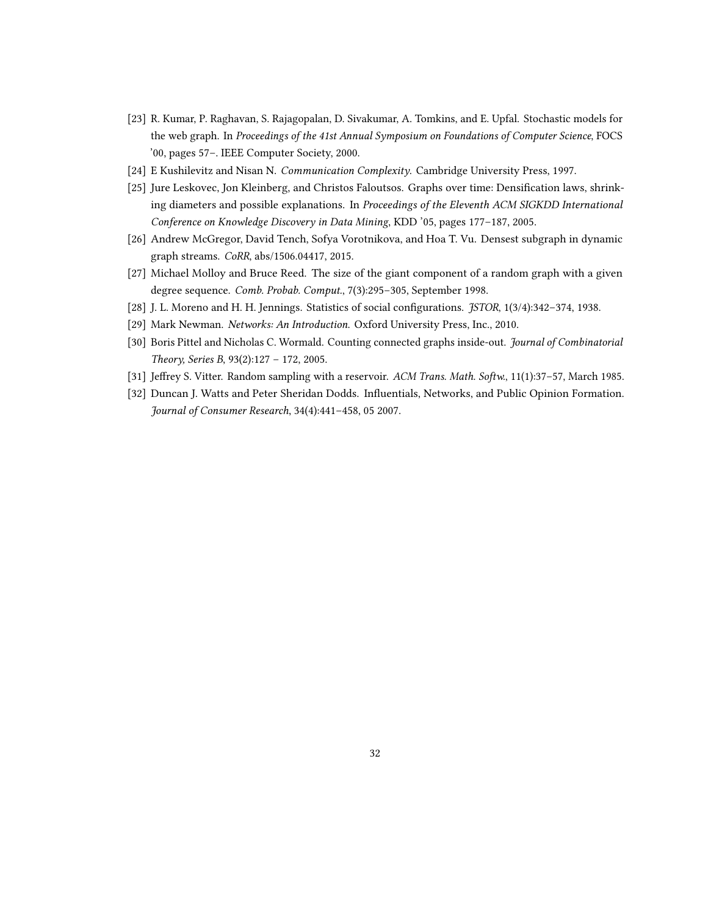[23] R. Kumar, P. Raghavan, S. Rajagopalan, D. Sivakumar, A. Tomkins, and E. Upfal. Stochastic models for the web graph. In *Proceedings of the 41st Annual Symposium on Foundations of Computer Science*, FOCS '00, pages 57–. IEEE Computer Society, 2000.

[24] E Kushilevitz and Nisan N. *Communication Complexity*. Cambridge University Press, 1997.

[25] Jure Leskovec, Jon Kleinberg, and Christos Faloutsos. Graphs over time: Densification laws, shrinking diameters and possible explanations. In *Proceedings of the Eleventh ACM SIGKDD International Conference on Knowledge Discovery in Data Mining*, KDD '05, pages 177–187, 2005.

[26] Andrew McGregor, David Tench, Sofya Vorotnikova, and Hoa T. Vu. Densest subgraph in dynamic graph streams. *CoRR*, abs/1506.04417, 2015.

[27] Michael Molloy and Bruce Reed. The size of the giant component of a random graph with a given degree sequence. *Comb. Probab. Comput.*, 7(3):295–305, September 1998.

[28] J. L. Moreno and H. H. Jennings. Statistics of social configurations. *JSTOR*, 1(3/4):342–374, 1938.

[29] Mark Newman. *Networks: An Introduction.* Oxford University Press, Inc., 2010.

[30] Boris Pittel and Nicholas C. Wormald. Counting connected graphs inside-out. *Journal of Combinatorial Theory, Series B*, 93(2):127 – 172, 2005.

[31] Jeffrey S. Vitter. Random sampling with a reservoir. *ACM Trans. Math. Softw.*, 11(1):37–57, March 1985.

[32] Duncan J. Watts and Peter Sheridan Dodds. Influentials, Networks, and Public Opinion Formation. *Journal of Consumer Research*, 34(4):441–458, 05 2007.